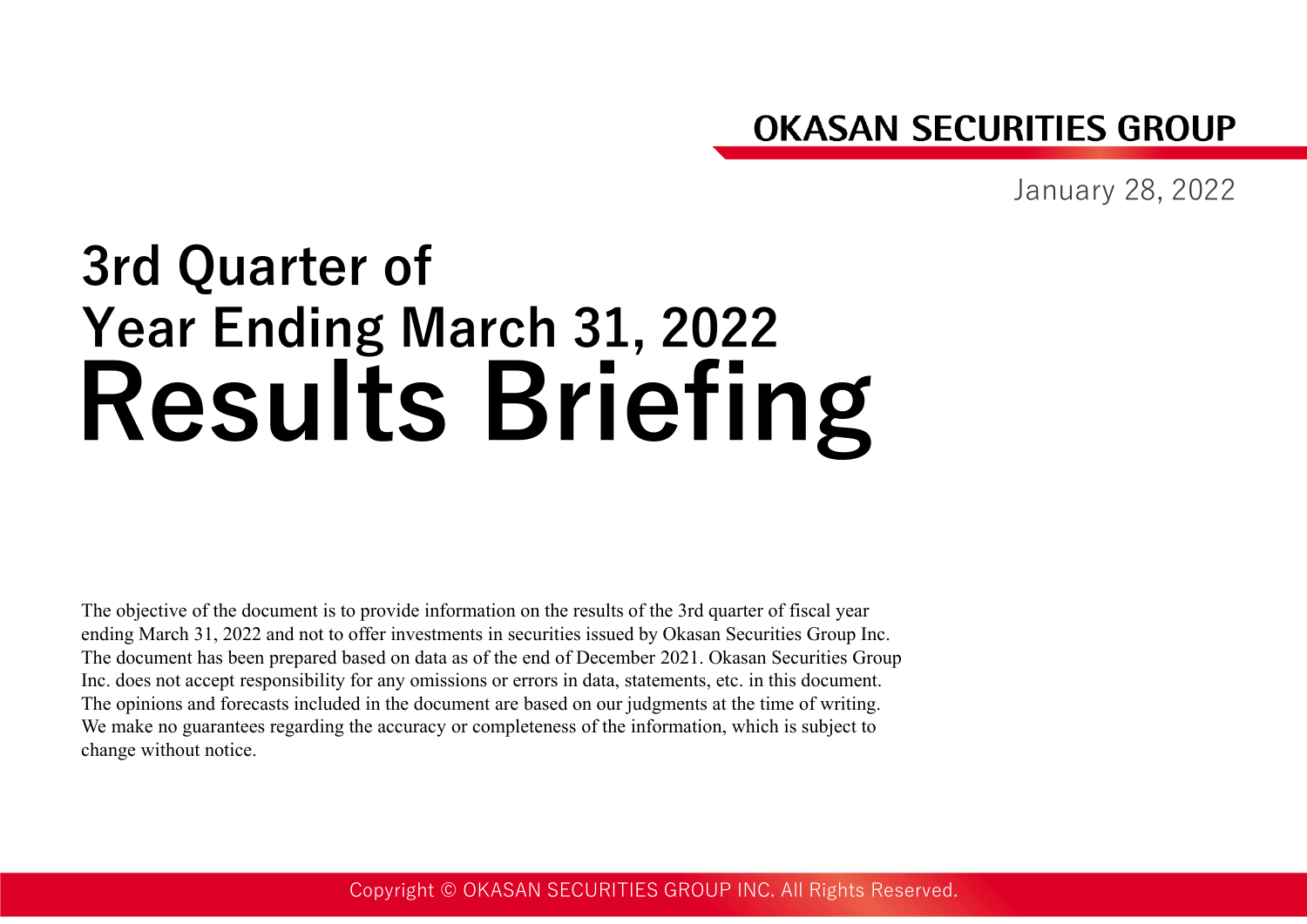OKASAN SECURITIES GROUP

January 28, 2022

# 3rd Quarter of Year Ending March 31, 2022 Results Briefing

The objective of the document is to provide information on the results of the 3rd quarter of fiscal year ending March 31, 2022 and not to offer investments in securities issued by Okasan Securities Group Inc. The document has been prepared based on data as of the end of December 2021. Okasan Securities Group Inc. does not accept responsibility for any omissions or errors in data, statements, etc. in this document. The opinions and forecasts included in the document are based on our judgments at the time of writing. We make no guarantees regarding the accuracy or completeness of the information, which is subject to change without notice.

Copyright © OKASAN SECURITIES GROUP INC. All Rights Reserved.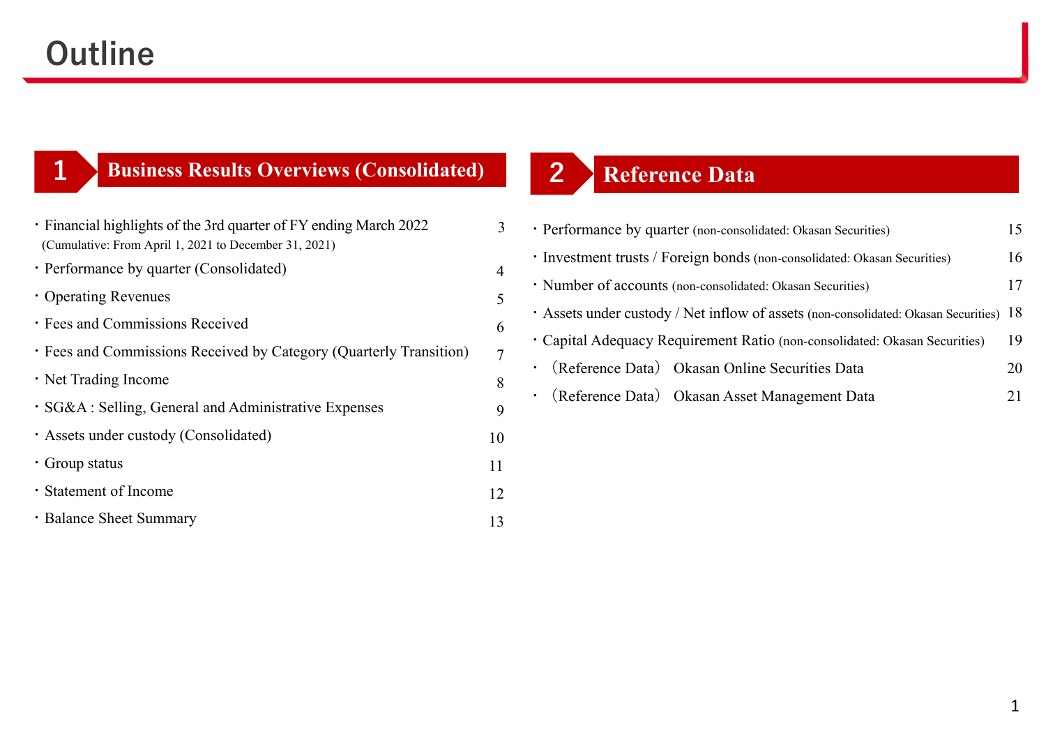# Outline

## 1 Business Results Overviews (Consolidated)

| Item | Page |
|---|---|
| ・Financial highlights of the 3rd quarter of FY ending March 2022 (Cumulative: From April 1, 2021 to December 31, 2021) | 3 |
| ・Performance by quarter (Consolidated) | 4 |
| ・Operating Revenues | 5 |
| ・Fees and Commissions Received | 6 |
| ・Fees and Commissions Received by Category (Quarterly Transition) | 7 |
| ・Net Trading Income | 8 |
| ・SG&A : Selling, General and Administrative Expenses | 9 |
| ・Assets under custody (Consolidated) | 10 |
| ・Group status | 11 |
| ・Statement of Income | 12 |
| ・Balance Sheet Summary | 13 |

## 2 Reference Data

| Item | Page |
|---|---|
| ・Performance by quarter (non-consolidated: Okasan Securities) | 15 |
| ・Investment trusts / Foreign bonds (non-consolidated: Okasan Securities) | 16 |
| ・Number of accounts (non-consolidated: Okasan Securities) | 17 |
| ・Assets under custody / Net inflow of assets (non-consolidated: Okasan Securities) | 18 |
| ・Capital Adequacy Requirement Ratio (non-consolidated: Okasan Securities) | 19 |
| ・（Reference Data） Okasan Online Securities Data | 20 |
| ・（Reference Data） Okasan Asset Management Data | 21 |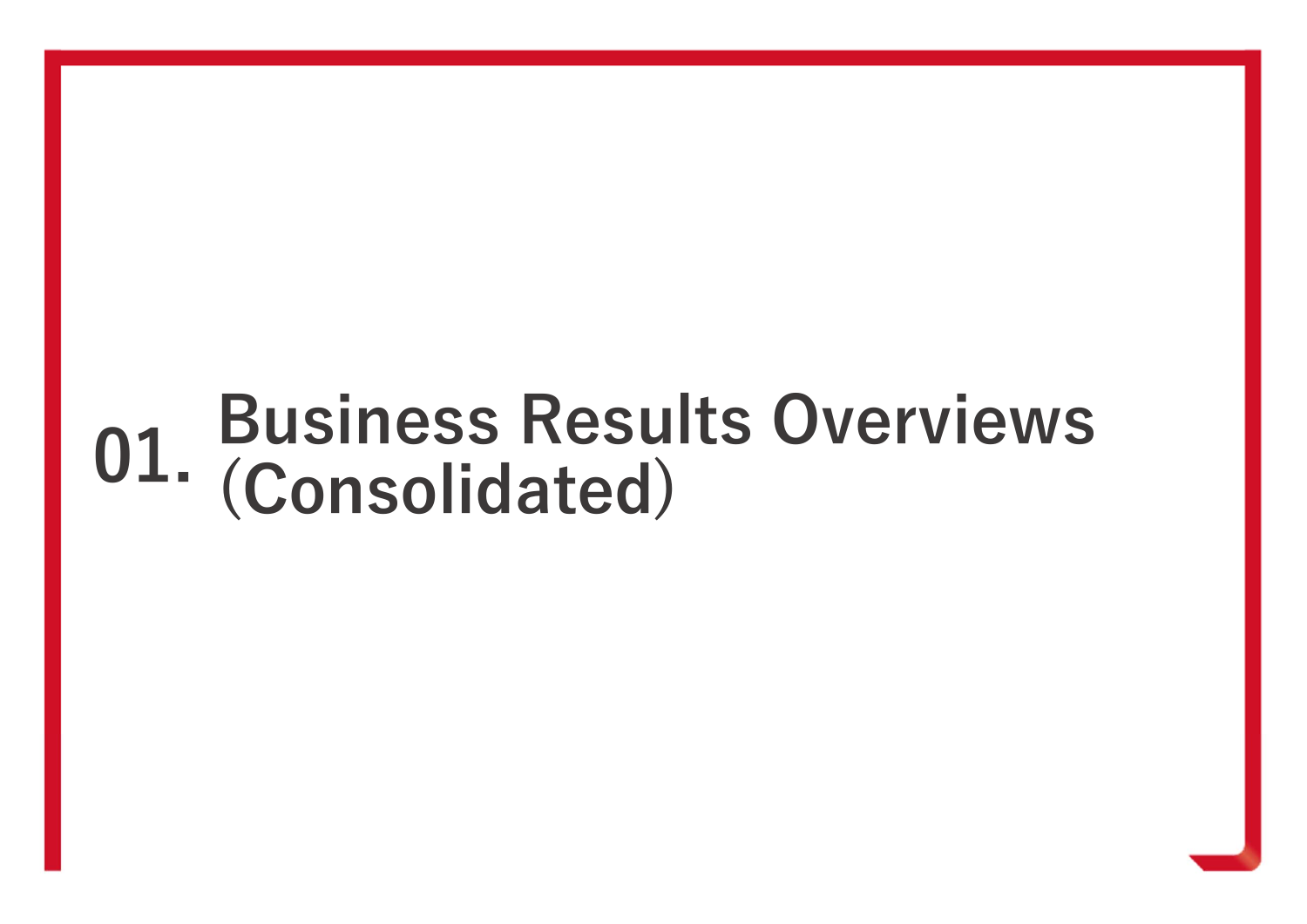# 01. Business Results Overviews (Consolidated)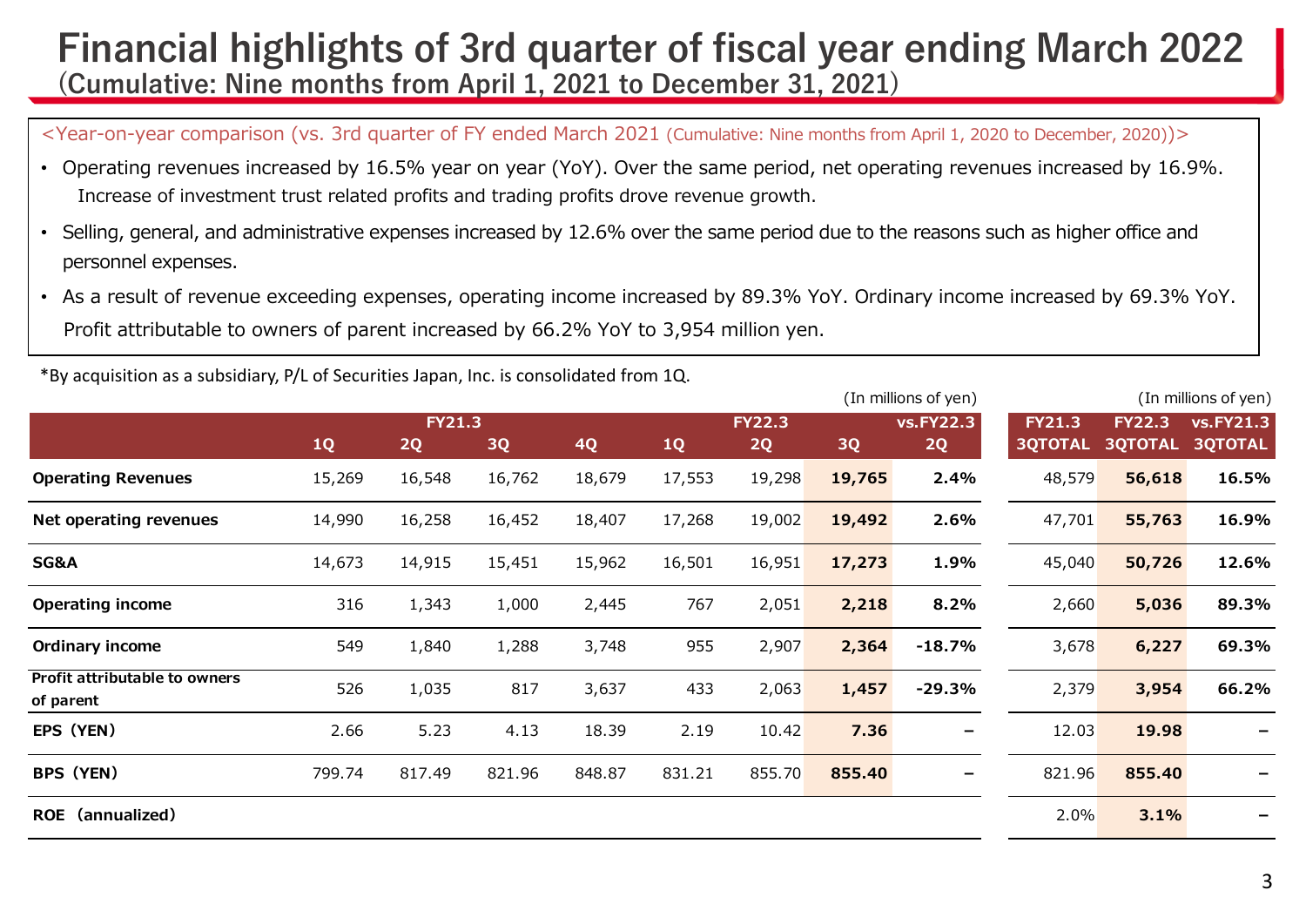# Financial highlights of 3rd quarter of fiscal year ending March 2022

## (Cumulative: Nine months from April 1, 2021 to December 31, 2021)

<Year-on-year comparison (vs. 3rd quarter of FY ended March 2021 (Cumulative: Nine months from April 1, 2020 to December, 2020))>

- Operating revenues increased by 16.5% year on year (YoY). Over the same period, net operating revenues increased by 16.9%. Increase of investment trust related profits and trading profits drove revenue growth.
- Selling, general, and administrative expenses increased by 12.6% over the same period due to the reasons such as higher office and personnel expenses.
- As a result of revenue exceeding expenses, operating income increased by 89.3% YoY. Ordinary income increased by 69.3% YoY. Profit attributable to owners of parent increased by 66.2% YoY to 3,954 million yen.

*By acquisition as a subsidiary, P/L of Securities Japan, Inc. is consolidated from 1Q.

(In millions of yen)

| | FY21.3 1Q | FY21.3 2Q | FY21.3 3Q | FY21.3 4Q | FY22.3 1Q | FY22.3 2Q | FY22.3 3Q | vs.FY22.3 2Q | FY21.3 3QTOTAL | FY22.3 3QTOTAL | vs.FY21.3 3QTOTAL |
|---|---|---|---|---|---|---|---|---|---|---|---|
| **Operating Revenues** | 15,269 | 16,548 | 16,762 | 18,679 | 17,553 | 19,298 | **19,765** | **2.4%** | 48,579 | **56,618** | **16.5%** |
| **Net operating revenues** | 14,990 | 16,258 | 16,452 | 18,407 | 17,268 | 19,002 | **19,492** | **2.6%** | 47,701 | **55,763** | **16.9%** |
| **SG&A** | 14,673 | 14,915 | 15,451 | 15,962 | 16,501 | 16,951 | **17,273** | **1.9%** | 45,040 | **50,726** | **12.6%** |
| **Operating income** | 316 | 1,343 | 1,000 | 2,445 | 767 | 2,051 | **2,218** | **8.2%** | 2,660 | **5,036** | **89.3%** |
| **Ordinary income** | 549 | 1,840 | 1,288 | 3,748 | 955 | 2,907 | **2,364** | **-18.7%** | 3,678 | **6,227** | **69.3%** |
| **Profit attributable to owners of parent** | 526 | 1,035 | 817 | 3,637 | 433 | 2,063 | **1,457** | **-29.3%** | 2,379 | **3,954** | **66.2%** |
| **EPS (YEN)** | 2.66 | 5.23 | 4.13 | 18.39 | 2.19 | 10.42 | **7.36** | – | 12.03 | **19.98** | – |
| **BPS (YEN)** | 799.74 | 817.49 | 821.96 | 848.87 | 831.21 | 855.70 | **855.40** | – | 821.96 | **855.40** | – |
| **ROE (annualized)** | | | | | | | | | 2.0% | **3.1%** | – |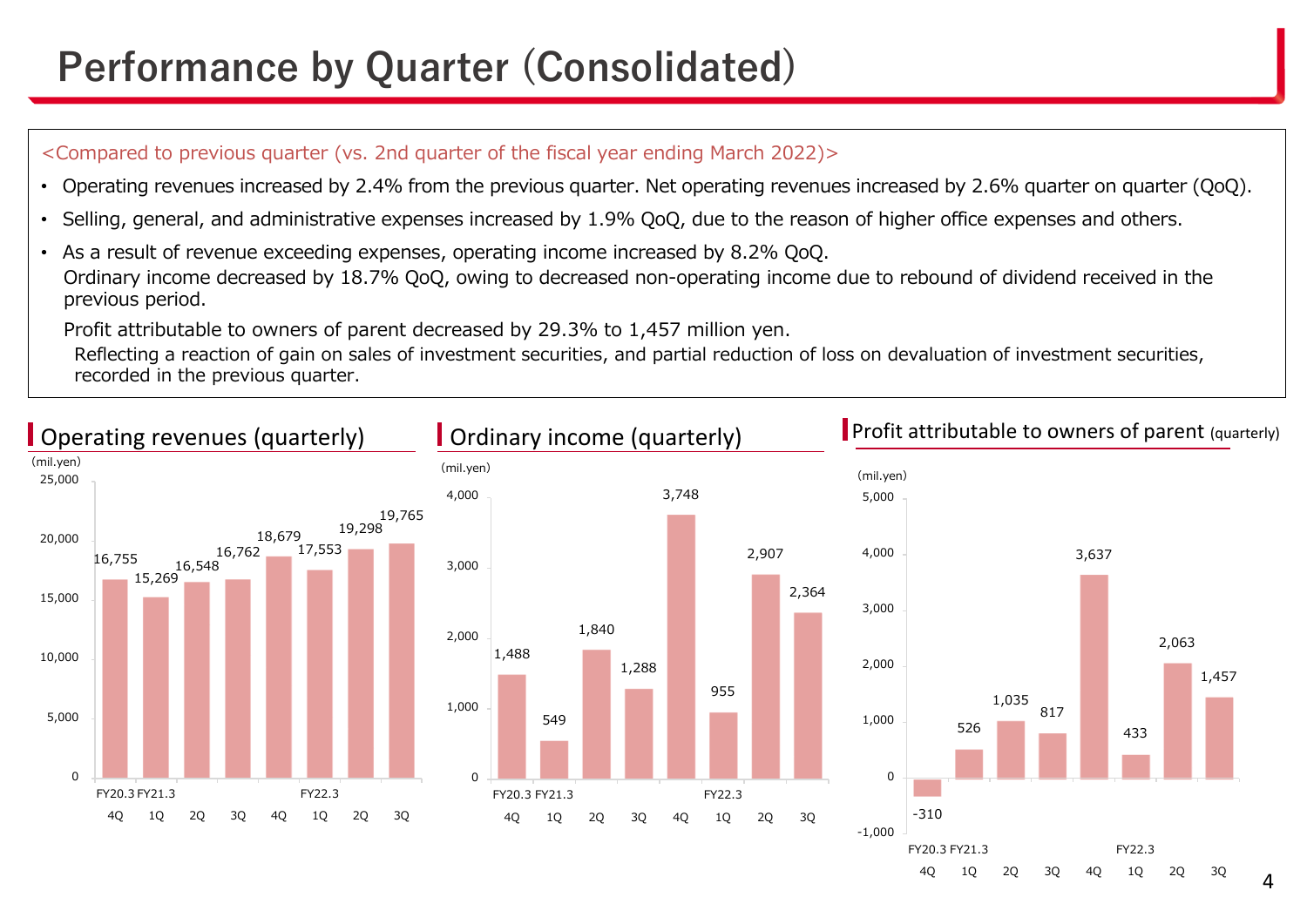# Performance by Quarter (Consolidated)

<Compared to previous quarter (vs. 2nd quarter of the fiscal year ending March 2022)>

- Operating revenues increased by 2.4% from the previous quarter. Net operating revenues increased by 2.6% quarter on quarter (QoQ).
- Selling, general, and administrative expenses increased by 1.9% QoQ, due to the reason of higher office expenses and others.
- As a result of revenue exceeding expenses, operating income increased by 8.2% QoQ.
  Ordinary income decreased by 18.7% QoQ, owing to decreased non-operating income due to rebound of dividend received in the previous period.

  Profit attributable to owners of parent decreased by 29.3% to 1,457 million yen.
  Reflecting a reaction of gain on sales of investment securities, and partial reduction of loss on devaluation of investment securities, recorded in the previous quarter.

## Operating revenues (quarterly)

(mil.yen)

| | FY20.3 4Q | FY21.3 1Q | 2Q | 3Q | 4Q | FY22.3 1Q | 2Q | 3Q |
|---|---|---|---|---|---|---|---|---|
| Operating revenues | 16,755 | 15,269 | 16,548 | 16,762 | 18,679 | 17,553 | 19,298 | 19,765 |

## Ordinary income (quarterly)

(mil.yen)

| | FY20.3 4Q | FY21.3 1Q | 2Q | 3Q | 4Q | FY22.3 1Q | 2Q | 3Q |
|---|---|---|---|---|---|---|---|---|
| Ordinary income | 1,488 | 549 | 1,840 | 1,288 | 3,748 | 955 | 2,907 | 2,364 |

## Profit attributable to owners of parent (quarterly)

(mil.yen)

| | FY20.3 4Q | FY21.3 1Q | 2Q | 3Q | 4Q | FY22.3 1Q | 2Q | 3Q |
|---|---|---|---|---|---|---|---|---|
| Profit attributable to owners of parent | -310 | 526 | 1,035 | 817 | 3,637 | 433 | 2,063 | 1,457 |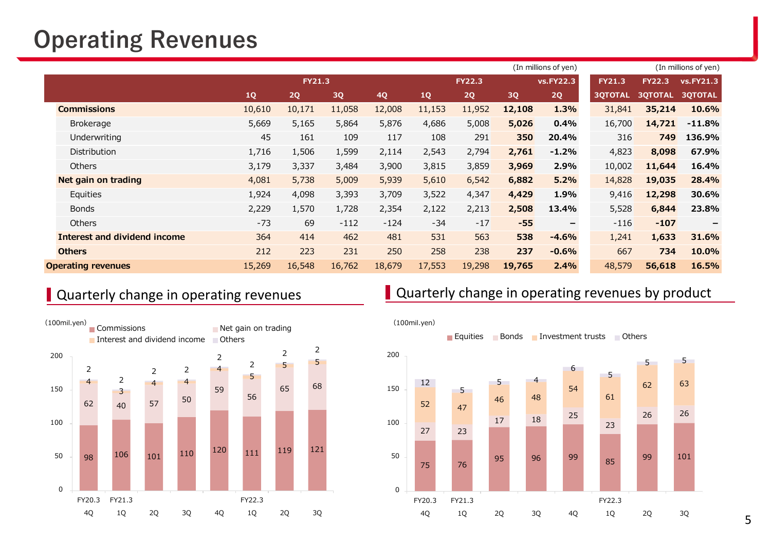# Operating Revenues

(In millions of yen)

| | FY21.3 | | | | FY22.3 | | | vs.FY22.3 | FY21.3 | FY22.3 | vs.FY21.3 |
|---|---|---|---|---|---|---|---|---|---|---|---|
| | 1Q | 2Q | 3Q | 4Q | 1Q | 2Q | 3Q | 2Q | 3QTOTAL | 3QTOTAL | 3QTOTAL |
| **Commissions** | 10,610 | 10,171 | 11,058 | 12,008 | 11,153 | 11,952 | **12,108** | **1.3%** | 31,841 | **35,214** | **10.6%** |
| Brokerage | 5,669 | 5,165 | 5,864 | 5,876 | 4,686 | 5,008 | **5,026** | **0.4%** | 16,700 | **14,721** | **-11.8%** |
| Underwriting | 45 | 161 | 109 | 117 | 108 | 291 | **350** | **20.4%** | 316 | **749** | **136.9%** |
| Distribution | 1,716 | 1,506 | 1,599 | 2,114 | 2,543 | 2,794 | **2,761** | **-1.2%** | 4,823 | **8,098** | **67.9%** |
| Others | 3,179 | 3,337 | 3,484 | 3,900 | 3,815 | 3,859 | **3,969** | **2.9%** | 10,002 | **11,644** | **16.4%** |
| **Net gain on trading** | 4,081 | 5,738 | 5,009 | 5,939 | 5,610 | 6,542 | **6,882** | **5.2%** | 14,828 | **19,035** | **28.4%** |
| Equities | 1,924 | 4,098 | 3,393 | 3,709 | 3,522 | 4,347 | **4,429** | **1.9%** | 9,416 | **12,298** | **30.6%** |
| Bonds | 2,229 | 1,570 | 1,728 | 2,354 | 2,122 | 2,213 | **2,508** | **13.4%** | 5,528 | **6,844** | **23.8%** |
| Others | -73 | 69 | -112 | -124 | -34 | -17 | **-55** | **－** | -116 | **-107** | **－** |
| **Interest and dividend income** | 364 | 414 | 462 | 481 | 531 | 563 | **538** | **-4.6%** | 1,241 | **1,633** | **31.6%** |
| **Others** | 212 | 223 | 231 | 250 | 258 | 238 | **237** | **-0.6%** | 667 | **734** | **10.0%** |
| **Operating revenues** | 15,269 | 16,548 | 16,762 | 18,679 | 17,553 | 19,298 | **19,765** | **2.4%** | 48,579 | **56,618** | **16.5%** |

## Quarterly change in operating revenues

(100mil.yen)

| | FY20.3 4Q | FY21.3 1Q | 2Q | 3Q | 4Q | FY22.3 1Q | 2Q | 3Q |
|---|---|---|---|---|---|---|---|---|
| Commissions | 98 | 106 | 101 | 110 | 120 | 111 | 119 | 121 |
| Net gain on trading | 62 | 40 | 57 | 50 | 59 | 56 | 65 | 68 |
| Interest and dividend income | 4 | 3 | 4 | 4 | 4 | 5 | 5 | 5 |
| Others | 2 | 2 | 2 | 2 | 2 | 2 | 2 | 2 |

## Quarterly change in operating revenues by product

(100mil.yen)

| | FY20.3 4Q | FY21.3 1Q | 2Q | 3Q | 4Q | FY22.3 1Q | 2Q | 3Q |
|---|---|---|---|---|---|---|---|---|
| Equities | 75 | 76 | 95 | 96 | 99 | 85 | 99 | 101 |
| Bonds | 27 | 23 | 17 | 18 | 25 | 23 | 26 | 26 |
| Investment trusts | 52 | 47 | 46 | 48 | 54 | 61 | 62 | 63 |
| Others | 12 | 5 | 5 | 4 | 6 | 5 | 5 | 5 |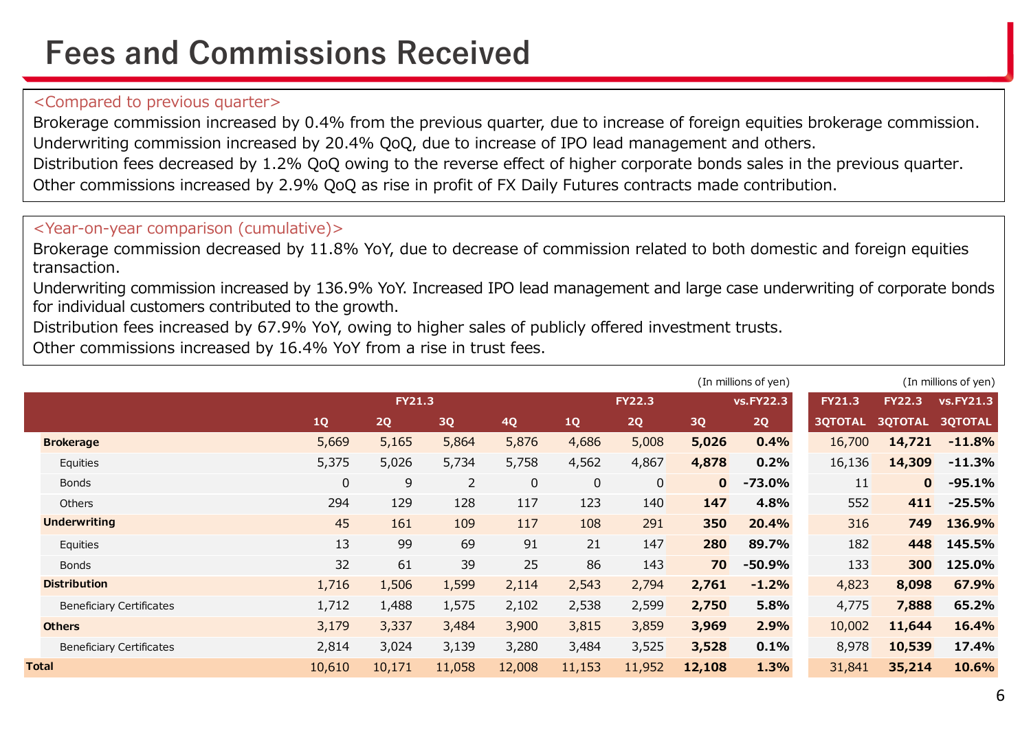# Fees and Commissions Received

<Compared to previous quarter>

Brokerage commission increased by 0.4% from the previous quarter, due to increase of foreign equities brokerage commission.
Underwriting commission increased by 20.4% QoQ, due to increase of IPO lead management and others.
Distribution fees decreased by 1.2% QoQ owing to the reverse effect of higher corporate bonds sales in the previous quarter.
Other commissions increased by 2.9% QoQ as rise in profit of FX Daily Futures contracts made contribution.

<Year-on-year comparison (cumulative)>

Brokerage commission decreased by 11.8% YoY, due to decrease of commission related to both domestic and foreign equities transaction.
Underwriting commission increased by 136.9% YoY. Increased IPO lead management and large case underwriting of corporate bonds for individual customers contributed to the growth.
Distribution fees increased by 67.9% YoY, owing to higher sales of publicly offered investment trusts.
Other commissions increased by 16.4% YoY from a rise in trust fees.

(In millions of yen)

| | FY21.3 | | | | FY22.3 | | | vs.FY22.3 | FY21.3 | FY22.3 | vs.FY21.3 |
|---|---|---|---|---|---|---|---|---|---|---|---|
| | 1Q | 2Q | 3Q | 4Q | 1Q | 2Q | 3Q | 2Q | 3QTOTAL | 3QTOTAL | 3QTOTAL |
| **Brokerage** | 5,669 | 5,165 | 5,864 | 5,876 | 4,686 | 5,008 | **5,026** | **0.4%** | 16,700 | **14,721** | **-11.8%** |
| Equities | 5,375 | 5,026 | 5,734 | 5,758 | 4,562 | 4,867 | **4,878** | **0.2%** | 16,136 | **14,309** | **-11.3%** |
| Bonds | 0 | 9 | 2 | 0 | 0 | 0 | **0** | **-73.0%** | 11 | **0** | **-95.1%** |
| Others | 294 | 129 | 128 | 117 | 123 | 140 | **147** | **4.8%** | 552 | **411** | **-25.5%** |
| **Underwriting** | 45 | 161 | 109 | 117 | 108 | 291 | **350** | **20.4%** | 316 | **749** | **136.9%** |
| Equities | 13 | 99 | 69 | 91 | 21 | 147 | **280** | **89.7%** | 182 | **448** | **145.5%** |
| Bonds | 32 | 61 | 39 | 25 | 86 | 143 | **70** | **-50.9%** | 133 | **300** | **125.0%** |
| **Distribution** | 1,716 | 1,506 | 1,599 | 2,114 | 2,543 | 2,794 | **2,761** | **-1.2%** | 4,823 | **8,098** | **67.9%** |
| Beneficiary Certificates | 1,712 | 1,488 | 1,575 | 2,102 | 2,538 | 2,599 | **2,750** | **5.8%** | 4,775 | **7,888** | **65.2%** |
| **Others** | 3,179 | 3,337 | 3,484 | 3,900 | 3,815 | 3,859 | **3,969** | **2.9%** | 10,002 | **11,644** | **16.4%** |
| Beneficiary Certificates | 2,814 | 3,024 | 3,139 | 3,280 | 3,484 | 3,525 | **3,528** | **0.1%** | 8,978 | **10,539** | **17.4%** |
| **Total** | 10,610 | 10,171 | 11,058 | 12,008 | 11,153 | 11,952 | **12,108** | **1.3%** | 31,841 | **35,214** | **10.6%** |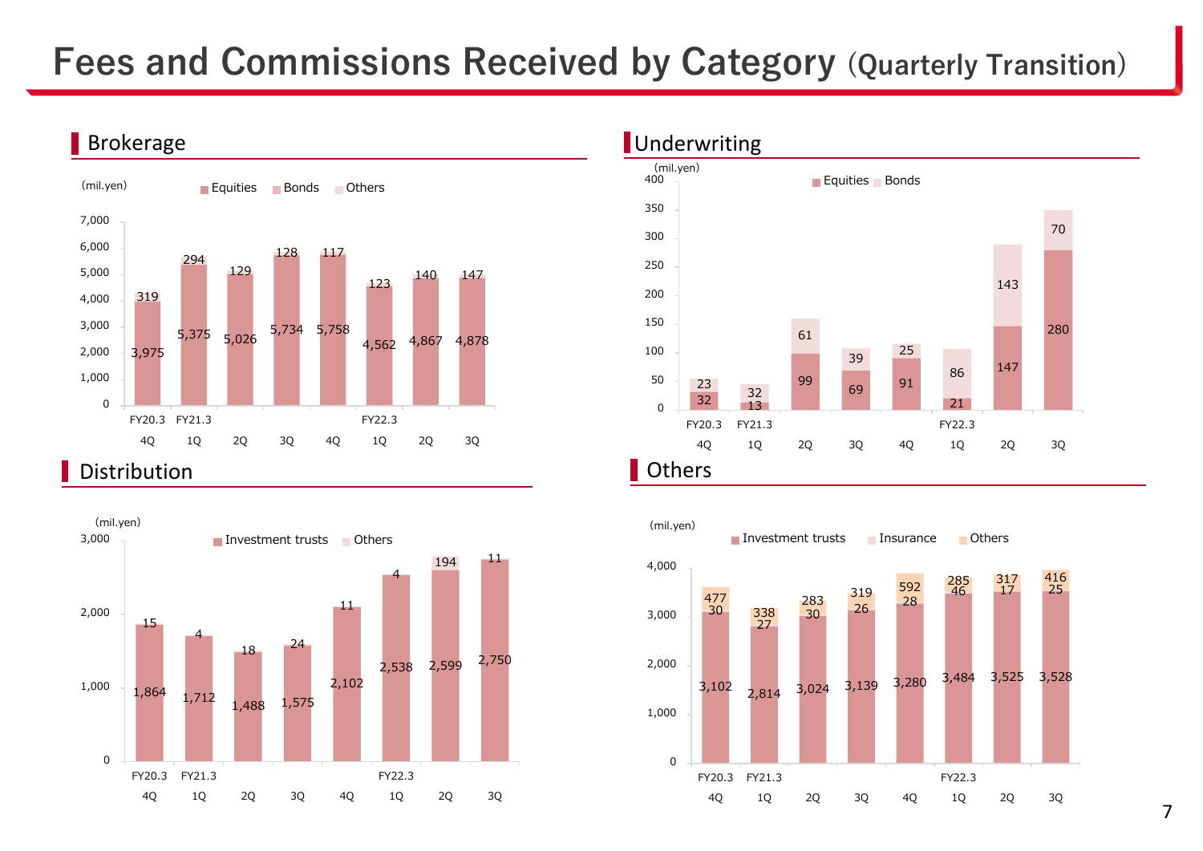# Fees and Commissions Received by Category (Quarterly Transition)

## Brokerage

(mil.yen)

| | FY20.3 4Q | FY21.3 1Q | 2Q | 3Q | 4Q | FY22.3 1Q | 2Q | 3Q |
|---|---|---|---|---|---|---|---|---|
| Equities | 3,975 | 5,375 | 5,026 | 5,734 | 5,758 | 4,562 | 4,867 | 4,878 |
| Bonds / Others | 319 | 294 | 129 | 128 | 117 | 123 | 140 | 147 |

## Underwriting

(mil.yen)

| | FY20.3 4Q | FY21.3 1Q | 2Q | 3Q | 4Q | FY22.3 1Q | 2Q | 3Q |
|---|---|---|---|---|---|---|---|---|
| Equities | 32 | 13 | 99 | 69 | 91 | 21 | 147 | 280 |
| Bonds | 23 | 32 | 61 | 39 | 25 | 86 | 143 | 70 |

## Distribution

(mil.yen)

| | FY20.3 4Q | FY21.3 1Q | 2Q | 3Q | 4Q | FY22.3 1Q | 2Q | 3Q |
|---|---|---|---|---|---|---|---|---|
| Investment trusts | 1,864 | 1,712 | 1,488 | 1,575 | 2,102 | 2,538 | 2,599 | 2,750 |
| Others | 15 | 4 | 18 | 24 | 11 | 4 | 194 | 11 |

## Others

(mil.yen)

| | FY20.3 4Q | FY21.3 1Q | 2Q | 3Q | 4Q | FY22.3 1Q | 2Q | 3Q |
|---|---|---|---|---|---|---|---|---|
| Investment trusts | 3,102 | 2,814 | 3,024 | 3,139 | 3,280 | 3,484 | 3,525 | 3,528 |
| Insurance | 30 | 27 | 30 | 26 | 28 | 46 | 17 | 25 |
| Others | 477 | 338 | 283 | 319 | 592 | 285 | 317 | 416 |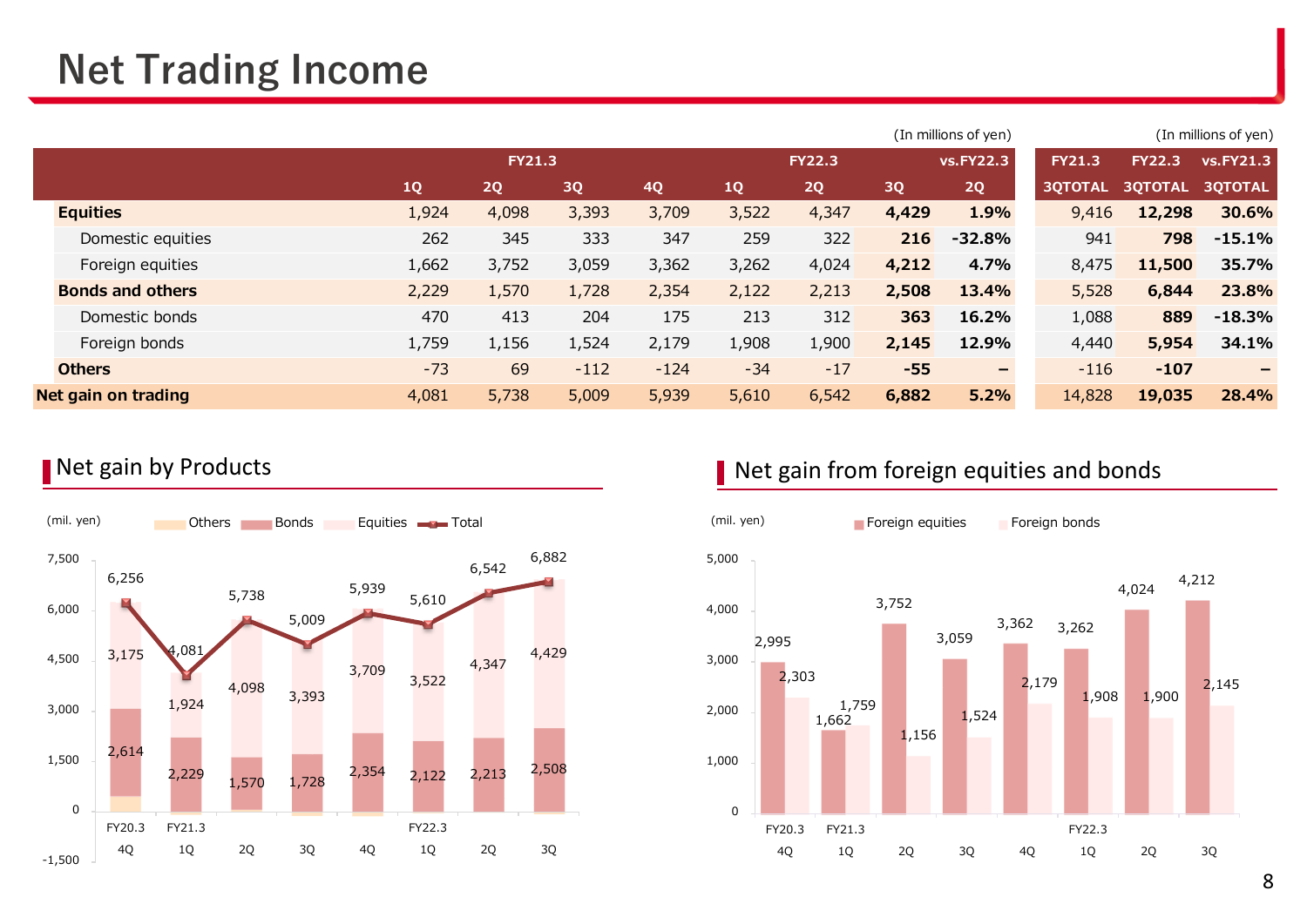# Net Trading Income

(In millions of yen)

| | FY21.3 | | | | FY22.3 | | | vs.FY22.3 | FY21.3 | FY22.3 | vs.FY21.3 |
|---|---|---|---|---|---|---|---|---|---|---|---|
| | 1Q | 2Q | 3Q | 4Q | 1Q | 2Q | 3Q | 2Q | 3QTOTAL | 3QTOTAL | 3QTOTAL |
| **Equities** | 1,924 | 4,098 | 3,393 | 3,709 | 3,522 | 4,347 | **4,429** | **1.9%** | 9,416 | **12,298** | **30.6%** |
| Domestic equities | 262 | 345 | 333 | 347 | 259 | 322 | **216** | **-32.8%** | 941 | **798** | **-15.1%** |
| Foreign equities | 1,662 | 3,752 | 3,059 | 3,362 | 3,262 | 4,024 | **4,212** | **4.7%** | 8,475 | **11,500** | **35.7%** |
| **Bonds and others** | 2,229 | 1,570 | 1,728 | 2,354 | 2,122 | 2,213 | **2,508** | **13.4%** | 5,528 | **6,844** | **23.8%** |
| Domestic bonds | 470 | 413 | 204 | 175 | 213 | 312 | **363** | **16.2%** | 1,088 | **889** | **-18.3%** |
| Foreign bonds | 1,759 | 1,156 | 1,524 | 2,179 | 1,908 | 1,900 | **2,145** | **12.9%** | 4,440 | **5,954** | **34.1%** |
| **Others** | -73 | 69 | -112 | -124 | -34 | -17 | **-55** | **–** | -116 | **-107** | **–** |
| **Net gain on trading** | 4,081 | 5,738 | 5,009 | 5,939 | 5,610 | 6,542 | **6,882** | **5.2%** | 14,828 | **19,035** | **28.4%** |

## Net gain by Products

(mil. yen)

| | FY20.3 4Q | FY21.3 1Q | 2Q | 3Q | 4Q | FY22.3 1Q | 2Q | 3Q |
|---|---|---|---|---|---|---|---|---|
| Equities | 3,175 | 1,924 | 4,098 | 3,393 | 3,709 | 3,522 | 4,347 | 4,429 |
| Bonds | 2,614 | 2,229 | 1,570 | 1,728 | 2,354 | 2,122 | 2,213 | 2,508 |
| Total | 6,256 | 4,081 | 5,738 | 5,009 | 5,939 | 5,610 | 6,542 | 6,882 |

## Net gain from foreign equities and bonds

(mil. yen)

| | FY20.3 4Q | FY21.3 1Q | 2Q | 3Q | 4Q | FY22.3 1Q | 2Q | 3Q |
|---|---|---|---|---|---|---|---|---|
| Foreign equities | 2,995 | 1,662 | 3,752 | 3,059 | 3,362 | 3,262 | 4,024 | 4,212 |
| Foreign bonds | 2,303 | 1,759 | 1,156 | 1,524 | 2,179 | 1,908 | 1,900 | 2,145 |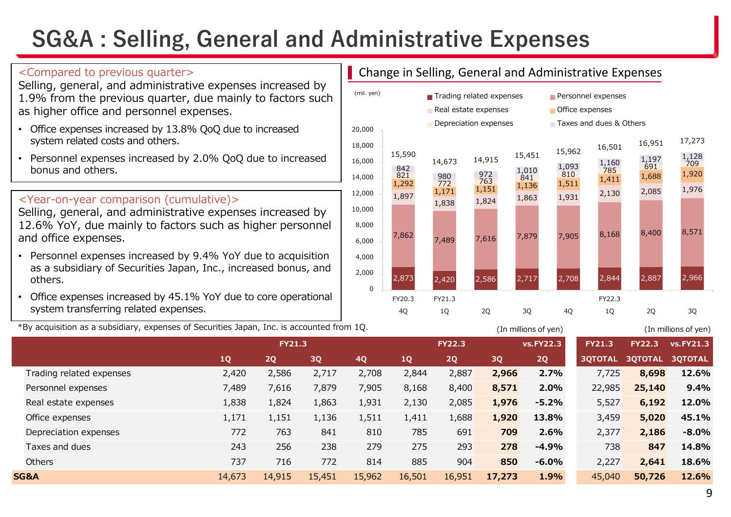# SG&A : Selling, General and Administrative Expenses

**<Compared to previous quarter>**

Selling, general, and administrative expenses increased by 1.9% from the previous quarter, due mainly to factors such as higher office and personnel expenses.

- Office expenses increased by 13.8% QoQ due to increased system related costs and others.
- Personnel expenses increased by 2.0% QoQ due to increased bonus and others.

**<Year-on-year comparison (cumulative)>**

Selling, general, and administrative expenses increased by 12.6% YoY, due mainly to factors such as higher personnel and office expenses.

- Personnel expenses increased by 9.4% YoY due to acquisition as a subsidiary of Securities Japan, Inc., increased bonus, and others.
- Office expenses increased by 45.1% YoY due to core operational system transferring related expenses.

## Change in Selling, General and Administrative Expenses

(mil. yen)

| | FY20.3 4Q | FY21.3 1Q | 2Q | 3Q | 4Q | FY22.3 1Q | 2Q | 3Q |
|---|---|---|---|---|---|---|---|---|
| Trading related expenses | 2,873 | 2,420 | 2,586 | 2,717 | 2,708 | 2,844 | 2,887 | 2,966 |
| Personnel expenses | 7,862 | 7,489 | 7,616 | 7,879 | 7,905 | 8,168 | 8,400 | 8,571 |
| Real estate expenses | 1,897 | 1,838 | 1,824 | 1,863 | 1,931 | 2,130 | 2,085 | 1,976 |
| Office expenses | 1,292 | 1,171 | 1,151 | 1,136 | 1,511 | 1,411 | 1,688 | 1,920 |
| Depreciation expenses | 821 | 772 | 763 | 841 | 810 | 785 | 691 | 709 |
| Taxes and dues & Others | 842 | 980 | 972 | 1,010 | 1,093 | 1,160 | 1,197 | 1,128 |
| Total | 15,590 | 14,673 | 14,915 | 15,451 | 15,962 | 16,501 | 16,951 | 17,273 |

*By acquisition as a subsidiary, expenses of Securities Japan, Inc. is accounted from 1Q.

(In millions of yen)

| | FY21.3 1Q | 2Q | 3Q | 4Q | FY22.3 1Q | 2Q | 3Q | vs.FY22.3 2Q | FY21.3 3QTOTAL | FY22.3 3QTOTAL | vs.FY21.3 3QTOTAL |
|---|---|---|---|---|---|---|---|---|---|---|---|
| Trading related expenses | 2,420 | 2,586 | 2,717 | 2,708 | 2,844 | 2,887 | **2,966** | **2.7%** | 7,725 | **8,698** | **12.6%** |
| Personnel expenses | 7,489 | 7,616 | 7,879 | 7,905 | 8,168 | 8,400 | **8,571** | **2.0%** | 22,985 | **25,140** | **9.4%** |
| Real estate expenses | 1,838 | 1,824 | 1,863 | 1,931 | 2,130 | 2,085 | **1,976** | **-5.2%** | 5,527 | **6,192** | **12.0%** |
| Office expenses | 1,171 | 1,151 | 1,136 | 1,511 | 1,411 | 1,688 | **1,920** | **13.8%** | 3,459 | **5,020** | **45.1%** |
| Depreciation expenses | 772 | 763 | 841 | 810 | 785 | 691 | **709** | **2.6%** | 2,377 | **2,186** | **-8.0%** |
| Taxes and dues | 243 | 256 | 238 | 279 | 275 | 293 | **278** | **-4.9%** | 738 | **847** | **14.8%** |
| Others | 737 | 716 | 772 | 814 | 885 | 904 | **850** | **-6.0%** | 2,227 | **2,641** | **18.6%** |
| **SG&A** | 14,673 | 14,915 | 15,451 | 15,962 | 16,501 | 16,951 | **17,273** | **1.9%** | 45,040 | **50,726** | **12.6%** |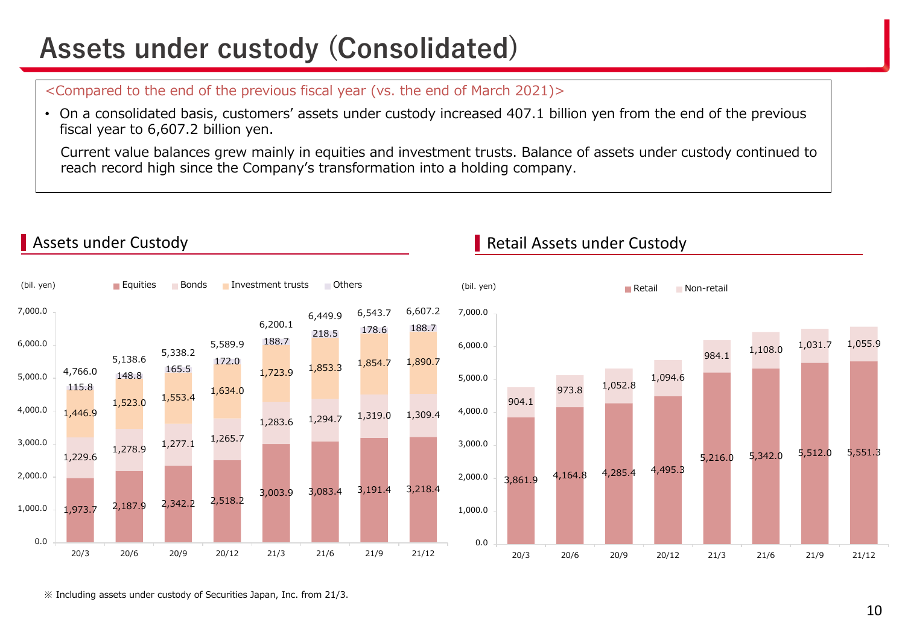# Assets under custody (Consolidated)

<Compared to the end of the previous fiscal year (vs. the end of March 2021)>

- On a consolidated basis, customers' assets under custody increased 407.1 billion yen from the end of the previous fiscal year to 6,607.2 billion yen.

  Current value balances grew mainly in equities and investment trusts. Balance of assets under custody continued to reach record high since the Company's transformation into a holding company.

## Assets under Custody

(bil. yen)

| | 20/3 | 20/6 | 20/9 | 20/12 | 21/3 | 21/6 | 21/9 | 21/12 |
|---|---|---|---|---|---|---|---|---|
| Equities | 1,973.7 | 2,187.9 | 2,342.2 | 2,518.2 | 3,003.9 | 3,083.4 | 3,191.4 | 3,218.4 |
| Bonds | 1,229.6 | 1,278.9 | 1,277.1 | 1,265.7 | 1,283.6 | 1,294.7 | 1,319.0 | 1,309.4 |
| Investment trusts | 1,446.9 | 1,523.0 | 1,553.4 | 1,634.0 | 1,723.9 | 1,853.3 | 1,854.7 | 1,890.7 |
| Others | 115.8 | 148.8 | 165.5 | 172.0 | 188.7 | 218.5 | 178.6 | 188.7 |
| Total | 4,766.0 | 5,138.6 | 5,338.2 | 5,589.9 | 6,200.1 | 6,449.9 | 6,543.7 | 6,607.2 |

## Retail Assets under Custody

(bil. yen)

| | 20/3 | 20/6 | 20/9 | 20/12 | 21/3 | 21/6 | 21/9 | 21/12 |
|---|---|---|---|---|---|---|---|---|
| Retail | 3,861.9 | 4,164.8 | 4,285.4 | 4,495.3 | 5,216.0 | 5,342.0 | 5,512.0 | 5,551.3 |
| Non-retail | 904.1 | 973.8 | 1,052.8 | 1,094.6 | 984.1 | 1,108.0 | 1,031.7 | 1,055.9 |

※ Including assets under custody of Securities Japan, Inc. from 21/3.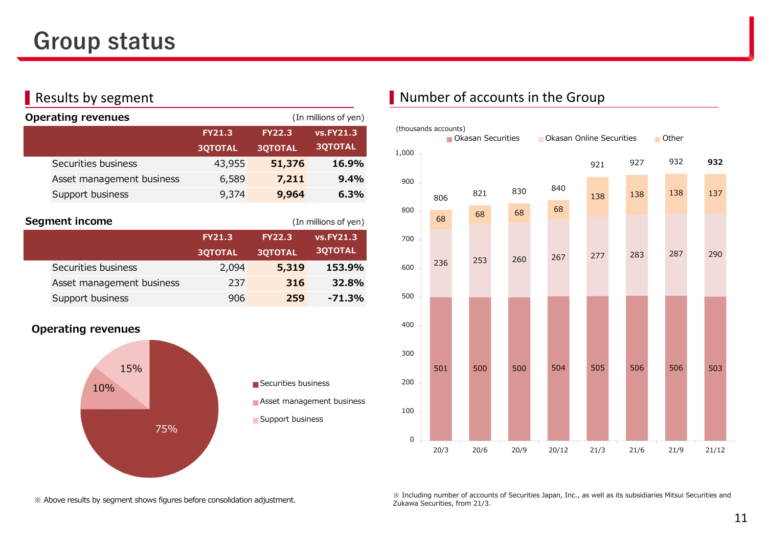# Group status

## Results by segment

**Operating revenues** (In millions of yen)

| | FY21.3 3QTOTAL | FY22.3 3QTOTAL | vs.FY21.3 3QTOTAL |
|---|---|---|---|
| Securities business | 43,955 | **51,376** | **16.9%** |
| Asset management business | 6,589 | **7,211** | **9.4%** |
| Support business | 9,374 | **9,964** | **6.3%** |

**Segment income** (In millions of yen)

| | FY21.3 3QTOTAL | FY22.3 3QTOTAL | vs.FY21.3 3QTOTAL |
|---|---|---|---|
| Securities business | 2,094 | **5,319** | **153.9%** |
| Asset management business | 237 | **316** | **32.8%** |
| Support business | 906 | **259** | **-71.3%** |

**Operating revenues**

| Segment | Share |
|---|---|
| Securities business | 75% |
| Asset management business | 10% |
| Support business | 15% |

※ Above results by segment shows figures before consolidation adjustment.

## Number of accounts in the Group

(thousands accounts)

| | 20/3 | 20/6 | 20/9 | 20/12 | 21/3 | 21/6 | 21/9 | 21/12 |
|---|---|---|---|---|---|---|---|---|
| Okasan Securities | 501 | 500 | 500 | 504 | 505 | 506 | 506 | 503 |
| Okasan Online Securities | 236 | 253 | 260 | 267 | 277 | 283 | 287 | 290 |
| Other | 68 | 68 | 68 | 68 | 138 | 138 | 138 | 137 |
| Total | 806 | 821 | 830 | 840 | 921 | 927 | 932 | **932** |

※ Including number of accounts of Securities Japan, Inc., as well as its subsidiaries Mitsui Securities and Zukawa Securities, from 21/3.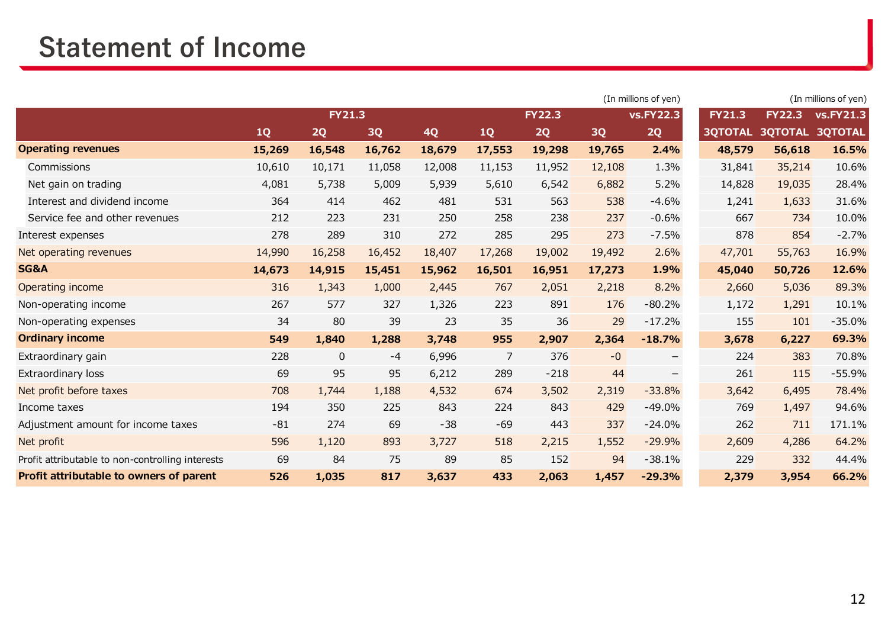# Statement of Income

(In millions of yen)

| | FY21.3 | | | | FY22.3 | | | vs.FY22.3 | FY21.3 | FY22.3 | vs.FY21.3 |
|---|---|---|---|---|---|---|---|---|---|---|---|
| | 1Q | 2Q | 3Q | 4Q | 1Q | 2Q | 3Q | 2Q | 3QTOTAL | 3QTOTAL | 3QTOTAL |
| **Operating revenues** | **15,269** | **16,548** | **16,762** | **18,679** | **17,553** | **19,298** | **19,765** | **2.4%** | **48,579** | **56,618** | **16.5%** |
| Commissions | 10,610 | 10,171 | 11,058 | 12,008 | 11,153 | 11,952 | 12,108 | 1.3% | 31,841 | 35,214 | 10.6% |
| Net gain on trading | 4,081 | 5,738 | 5,009 | 5,939 | 5,610 | 6,542 | 6,882 | 5.2% | 14,828 | 19,035 | 28.4% |
| Interest and dividend income | 364 | 414 | 462 | 481 | 531 | 563 | 538 | -4.6% | 1,241 | 1,633 | 31.6% |
| Service fee and other revenues | 212 | 223 | 231 | 250 | 258 | 238 | 237 | -0.6% | 667 | 734 | 10.0% |
| Interest expenses | 278 | 289 | 310 | 272 | 285 | 295 | 273 | -7.5% | 878 | 854 | -2.7% |
| Net operating revenues | 14,990 | 16,258 | 16,452 | 18,407 | 17,268 | 19,002 | 19,492 | 2.6% | 47,701 | 55,763 | 16.9% |
| **SG&A** | **14,673** | **14,915** | **15,451** | **15,962** | **16,501** | **16,951** | **17,273** | **1.9%** | **45,040** | **50,726** | **12.6%** |
| Operating income | 316 | 1,343 | 1,000 | 2,445 | 767 | 2,051 | 2,218 | 8.2% | 2,660 | 5,036 | 89.3% |
| Non-operating income | 267 | 577 | 327 | 1,326 | 223 | 891 | 176 | -80.2% | 1,172 | 1,291 | 10.1% |
| Non-operating expenses | 34 | 80 | 39 | 23 | 35 | 36 | 29 | -17.2% | 155 | 101 | -35.0% |
| **Ordinary income** | **549** | **1,840** | **1,288** | **3,748** | **955** | **2,907** | **2,364** | **-18.7%** | **3,678** | **6,227** | **69.3%** |
| Extraordinary gain | 228 | 0 | -4 | 6,996 | 7 | 376 | -0 | – | 224 | 383 | 70.8% |
| Extraordinary loss | 69 | 95 | 95 | 6,212 | 289 | -218 | 44 | – | 261 | 115 | -55.9% |
| Net profit before taxes | 708 | 1,744 | 1,188 | 4,532 | 674 | 3,502 | 2,319 | -33.8% | 3,642 | 6,495 | 78.4% |
| Income taxes | 194 | 350 | 225 | 843 | 224 | 843 | 429 | -49.0% | 769 | 1,497 | 94.6% |
| Adjustment amount for income taxes | -81 | 274 | 69 | -38 | -69 | 443 | 337 | -24.0% | 262 | 711 | 171.1% |
| Net profit | 596 | 1,120 | 893 | 3,727 | 518 | 2,215 | 1,552 | -29.9% | 2,609 | 4,286 | 64.2% |
| Profit attributable to non-controlling interests | 69 | 84 | 75 | 89 | 85 | 152 | 94 | -38.1% | 229 | 332 | 44.4% |
| **Profit attributable to owners of parent** | **526** | **1,035** | **817** | **3,637** | **433** | **2,063** | **1,457** | **-29.3%** | **2,379** | **3,954** | **66.2%** |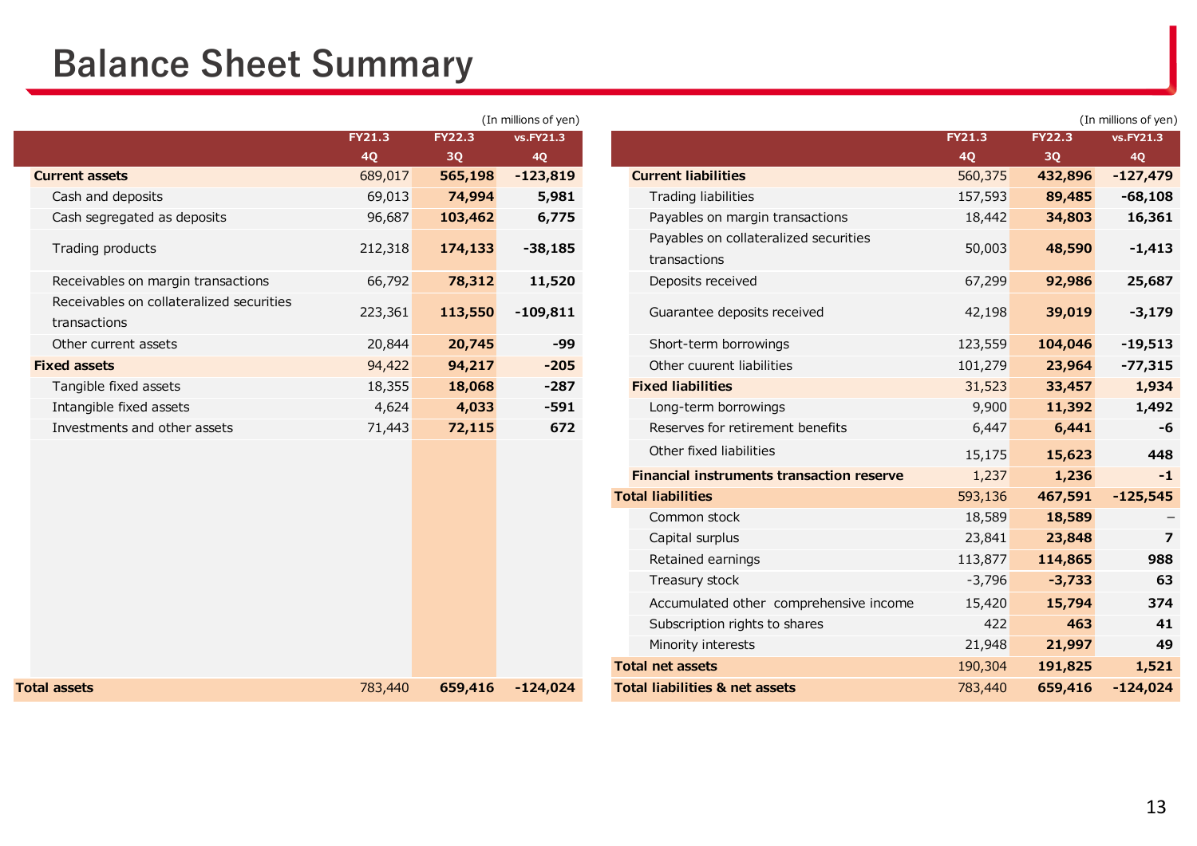# Balance Sheet Summary

(In millions of yen)

| | FY21.3 4Q | FY22.3 3Q | vs.FY21.3 4Q |
|---|---|---|---|
| **Current assets** | 689,017 | **565,198** | **-123,819** |
| Cash and deposits | 69,013 | **74,994** | **5,981** |
| Cash segregated as deposits | 96,687 | **103,462** | **6,775** |
| Trading products | 212,318 | **174,133** | **-38,185** |
| Receivables on margin transactions | 66,792 | **78,312** | **11,520** |
| Receivables on collateralized securities transactions | 223,361 | **113,550** | **-109,811** |
| Other current assets | 20,844 | **20,745** | **-99** |
| **Fixed assets** | 94,422 | **94,217** | **-205** |
| Tangible fixed assets | 18,355 | **18,068** | **-287** |
| Intangible fixed assets | 4,624 | **4,033** | **-591** |
| Investments and other assets | 71,443 | **72,115** | **672** |
| **Total assets** | 783,440 | **659,416** | **-124,024** |

(In millions of yen)

| | FY21.3 4Q | FY22.3 3Q | vs.FY21.3 4Q |
|---|---|---|---|
| **Current liabilities** | 560,375 | **432,896** | **-127,479** |
| Trading liabilities | 157,593 | **89,485** | **-68,108** |
| Payables on margin transactions | 18,442 | **34,803** | **16,361** |
| Payables on collateralized securities transactions | 50,003 | **48,590** | **-1,413** |
| Deposits received | 67,299 | **92,986** | **25,687** |
| Guarantee deposits received | 42,198 | **39,019** | **-3,179** |
| Short-term borrowings | 123,559 | **104,046** | **-19,513** |
| Other cuurent liabilities | 101,279 | **23,964** | **-77,315** |
| **Fixed liabilities** | 31,523 | **33,457** | **1,934** |
| Long-term borrowings | 9,900 | **11,392** | **1,492** |
| Reserves for retirement benefits | 6,447 | **6,441** | **-6** |
| Other fixed liabilities | 15,175 | **15,623** | **448** |
| **Financial instruments transaction reserve** | 1,237 | **1,236** | **-1** |
| **Total liabilities** | 593,136 | **467,591** | **-125,545** |
| Common stock | 18,589 | **18,589** | – |
| Capital surplus | 23,841 | **23,848** | **7** |
| Retained earnings | 113,877 | **114,865** | **988** |
| Treasury stock | -3,796 | **-3,733** | **63** |
| Accumulated other comprehensive income | 15,420 | **15,794** | **374** |
| Subscription rights to shares | 422 | **463** | **41** |
| Minority interests | 21,948 | **21,997** | **49** |
| **Total net assets** | 190,304 | **191,825** | **1,521** |
| **Total liabilities & net assets** | 783,440 | **659,416** | **-124,024** |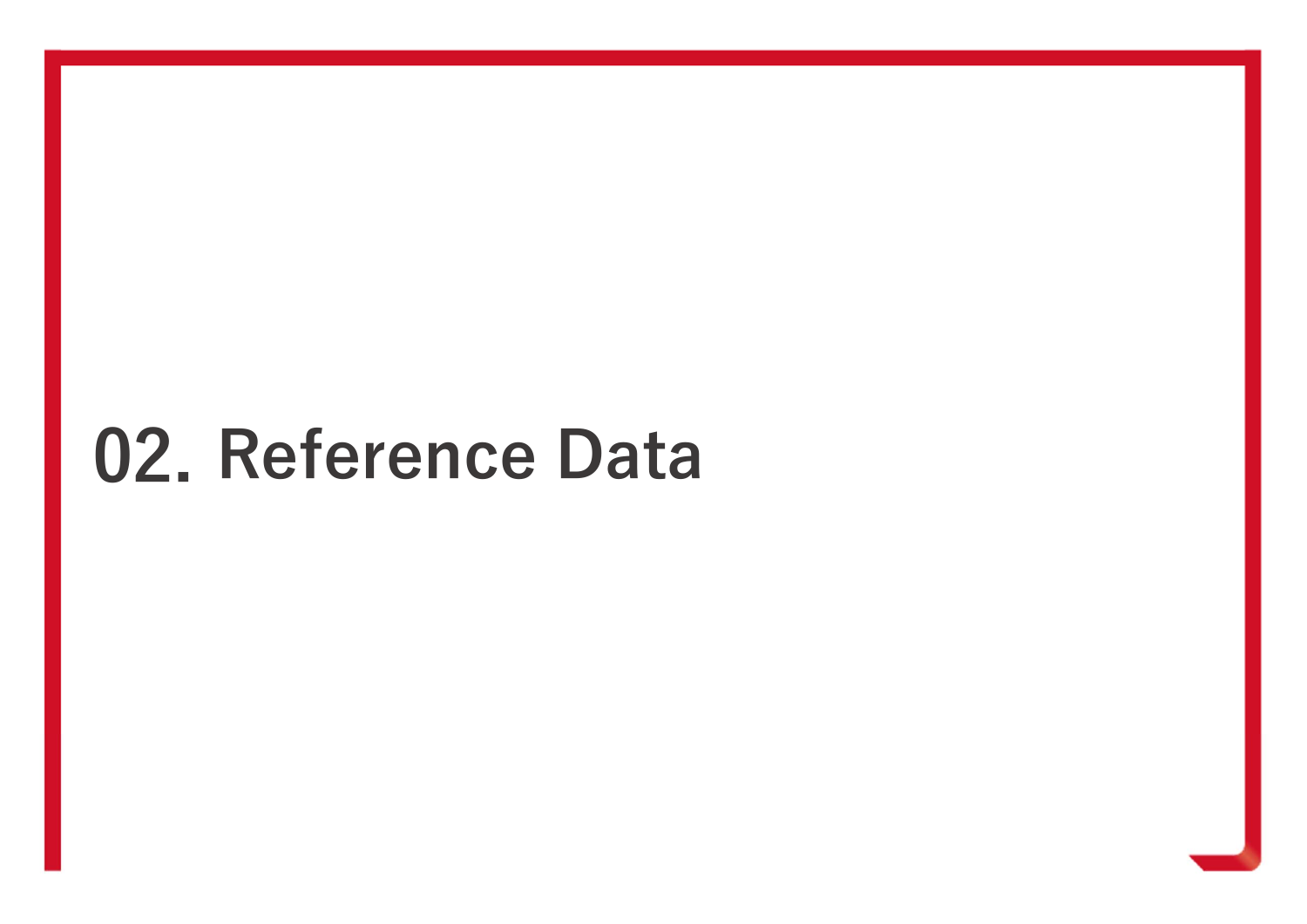# 02. Reference Data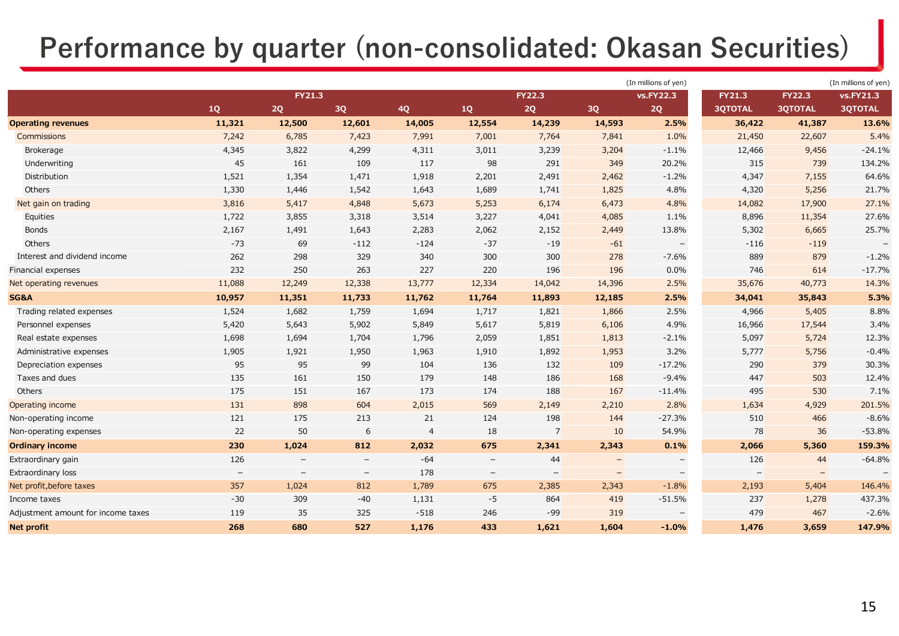# Performance by quarter (non-consolidated: Okasan Securities)

(In millions of yen)

| | FY21.3 | | | | FY22.3 | | | vs.FY22.3 | FY21.3 | FY22.3 | vs.FY21.3 |
|---|---|---|---|---|---|---|---|---|---|---|---|
| | 1Q | 2Q | 3Q | 4Q | 1Q | 2Q | 3Q | 2Q | 3QTOTAL | 3QTOTAL | 3QTOTAL |
| **Operating revenues** | **11,321** | **12,500** | **12,601** | **14,005** | **12,554** | **14,239** | **14,593** | **2.5%** | **36,422** | **41,387** | **13.6%** |
| Commissions | 7,242 | 6,785 | 7,423 | 7,991 | 7,001 | 7,764 | 7,841 | 1.0% | 21,450 | 22,607 | 5.4% |
| Brokerage | 4,345 | 3,822 | 4,299 | 4,311 | 3,011 | 3,239 | 3,204 | -1.1% | 12,466 | 9,456 | -24.1% |
| Underwriting | 45 | 161 | 109 | 117 | 98 | 291 | 349 | 20.2% | 315 | 739 | 134.2% |
| Distribution | 1,521 | 1,354 | 1,471 | 1,918 | 2,201 | 2,491 | 2,462 | -1.2% | 4,347 | 7,155 | 64.6% |
| Others | 1,330 | 1,446 | 1,542 | 1,643 | 1,689 | 1,741 | 1,825 | 4.8% | 4,320 | 5,256 | 21.7% |
| Net gain on trading | 3,816 | 5,417 | 4,848 | 5,673 | 5,253 | 6,174 | 6,473 | 4.8% | 14,082 | 17,900 | 27.1% |
| Equities | 1,722 | 3,855 | 3,318 | 3,514 | 3,227 | 4,041 | 4,085 | 1.1% | 8,896 | 11,354 | 27.6% |
| Bonds | 2,167 | 1,491 | 1,643 | 2,283 | 2,062 | 2,152 | 2,449 | 13.8% | 5,302 | 6,665 | 25.7% |
| Others | -73 | 69 | -112 | -124 | -37 | -19 | -61 | – | -116 | -119 | – |
| Interest and dividend income | 262 | 298 | 329 | 340 | 300 | 300 | 278 | -7.6% | 889 | 879 | -1.2% |
| Financial expenses | 232 | 250 | 263 | 227 | 220 | 196 | 196 | 0.0% | 746 | 614 | -17.7% |
| Net operating revenues | 11,088 | 12,249 | 12,338 | 13,777 | 12,334 | 14,042 | 14,396 | 2.5% | 35,676 | 40,773 | 14.3% |
| **SG&A** | **10,957** | **11,351** | **11,733** | **11,762** | **11,764** | **11,893** | **12,185** | **2.5%** | **34,041** | **35,843** | **5.3%** |
| Trading related expenses | 1,524 | 1,682 | 1,759 | 1,694 | 1,717 | 1,821 | 1,866 | 2.5% | 4,966 | 5,405 | 8.8% |
| Personnel expenses | 5,420 | 5,643 | 5,902 | 5,849 | 5,617 | 5,819 | 6,106 | 4.9% | 16,966 | 17,544 | 3.4% |
| Real estate expenses | 1,698 | 1,694 | 1,704 | 1,796 | 2,059 | 1,851 | 1,813 | -2.1% | 5,097 | 5,724 | 12.3% |
| Administrative expenses | 1,905 | 1,921 | 1,950 | 1,963 | 1,910 | 1,892 | 1,953 | 3.2% | 5,777 | 5,756 | -0.4% |
| Depreciation expenses | 95 | 95 | 99 | 104 | 136 | 132 | 109 | -17.2% | 290 | 379 | 30.3% |
| Taxes and dues | 135 | 161 | 150 | 179 | 148 | 186 | 168 | -9.4% | 447 | 503 | 12.4% |
| Others | 175 | 151 | 167 | 173 | 174 | 188 | 167 | -11.4% | 495 | 530 | 7.1% |
| Operating income | 131 | 898 | 604 | 2,015 | 569 | 2,149 | 2,210 | 2.8% | 1,634 | 4,929 | 201.5% |
| Non-operating income | 121 | 175 | 213 | 21 | 124 | 198 | 144 | -27.3% | 510 | 466 | -8.6% |
| Non-operating expenses | 22 | 50 | 6 | 4 | 18 | 7 | 10 | 54.9% | 78 | 36 | -53.8% |
| **Ordinary income** | **230** | **1,024** | **812** | **2,032** | **675** | **2,341** | **2,343** | **0.1%** | **2,066** | **5,360** | **159.3%** |
| Extraordinary gain | 126 | – | – | -64 | – | 44 | – | – | 126 | 44 | -64.8% |
| Extraordinary loss | – | – | – | 178 | – | – | – | – | – | – | – |
| Net profit,before taxes | 357 | 1,024 | 812 | 1,789 | 675 | 2,385 | 2,343 | -1.8% | 2,193 | 5,404 | 146.4% |
| Income taxes | -30 | 309 | -40 | 1,131 | -5 | 864 | 419 | -51.5% | 237 | 1,278 | 437.3% |
| Adjustment amount for income taxes | 119 | 35 | 325 | -518 | 246 | -99 | 319 | – | 479 | 467 | -2.6% |
| **Net profit** | **268** | **680** | **527** | **1,176** | **433** | **1,621** | **1,604** | **-1.0%** | **1,476** | **3,659** | **147.9%** |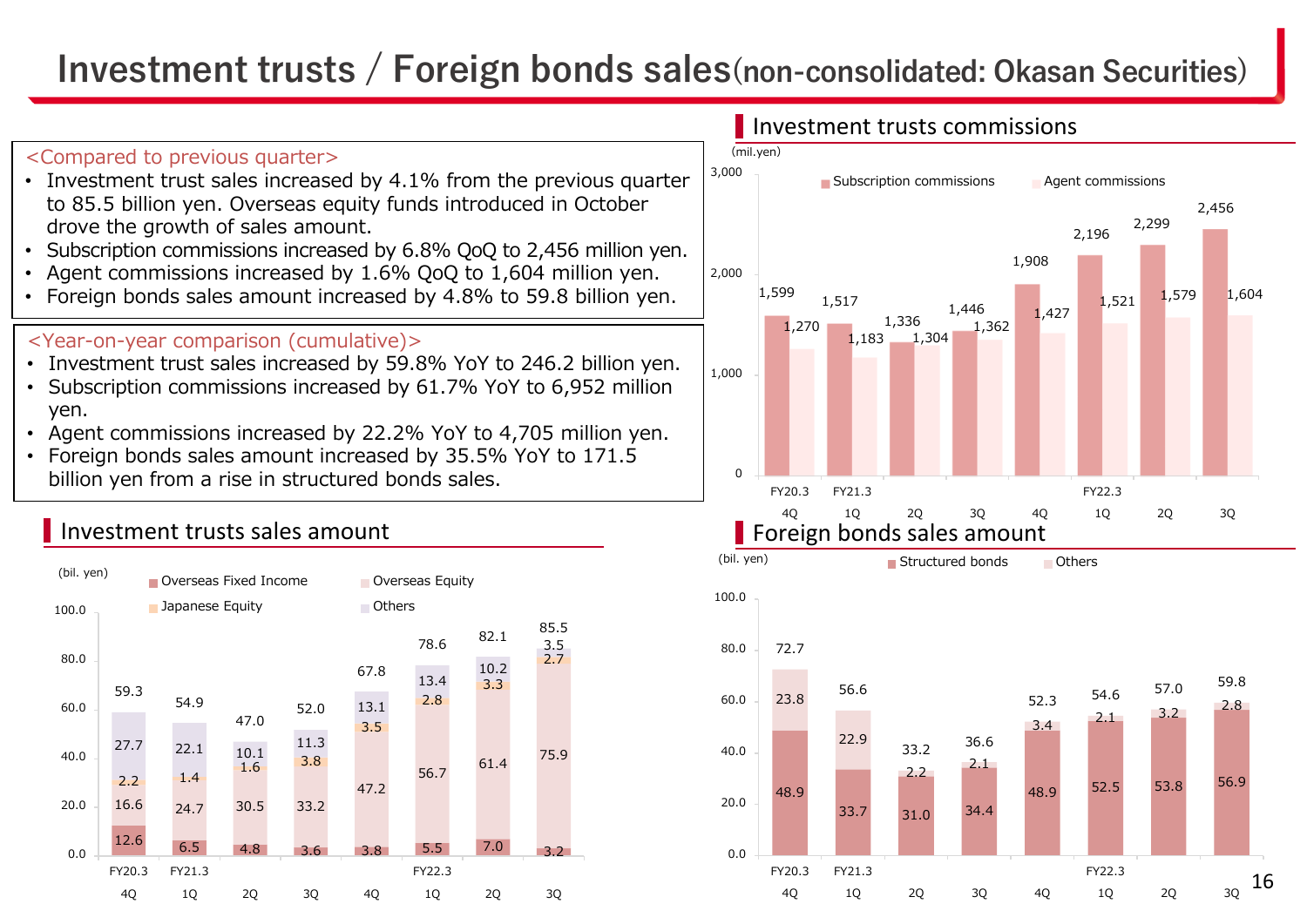# Investment trusts / Foreign bonds sales (non-consolidated: Okasan Securities)

<Compared to previous quarter>

- Investment trust sales increased by 4.1% from the previous quarter to 85.5 billion yen. Overseas equity funds introduced in October drove the growth of sales amount.
- Subscription commissions increased by 6.8% QoQ to 2,456 million yen.
- Agent commissions increased by 1.6% QoQ to 1,604 million yen.
- Foreign bonds sales amount increased by 4.8% to 59.8 billion yen.

<Year-on-year comparison (cumulative)>

- Investment trust sales increased by 59.8% YoY to 246.2 billion yen.
- Subscription commissions increased by 61.7% YoY to 6,952 million yen.
- Agent commissions increased by 22.2% YoY to 4,705 million yen.
- Foreign bonds sales amount increased by 35.5% YoY to 171.5 billion yen from a rise in structured bonds sales.

## Investment trusts commissions

(mil.yen)

| | FY20.3 4Q | FY21.3 1Q | 2Q | 3Q | 4Q | FY22.3 1Q | 2Q | 3Q |
|---|---|---|---|---|---|---|---|---|
| Subscription commissions | 1,599 | 1,517 | 1,336 | 1,446 | 1,908 | 2,196 | 2,299 | 2,456 |
| Agent commissions | 1,270 | 1,183 | 1,304 | 1,362 | 1,427 | 1,521 | 1,579 | 1,604 |

## Investment trusts sales amount

(bil. yen)

| | FY20.3 4Q | FY21.3 1Q | 2Q | 3Q | 4Q | FY22.3 1Q | 2Q | 3Q |
|---|---|---|---|---|---|---|---|---|
| Overseas Fixed Income | 12.6 | 6.5 | 4.8 | 3.6 | 3.8 | 5.5 | 7.0 | 3.2 |
| Overseas Equity | 16.6 | 24.7 | 30.5 | 33.2 | 47.2 | 56.7 | 61.4 | 75.9 |
| Japanese Equity | 2.2 | 1.4 | 1.6 | 3.8 | 3.5 | 2.8 | 3.3 | 2.7 |
| Others | 27.7 | 22.1 | 10.1 | 11.3 | 13.1 | 13.4 | 10.2 | 3.5 |
| Total | 59.3 | 54.9 | 47.0 | 52.0 | 67.8 | 78.6 | 82.1 | 85.5 |

## Foreign bonds sales amount

(bil. yen)

| | FY20.3 4Q | FY21.3 1Q | 2Q | 3Q | 4Q | FY22.3 1Q | 2Q | 3Q |
|---|---|---|---|---|---|---|---|---|
| Structured bonds | 48.9 | 33.7 | 31.0 | 34.4 | 48.9 | 52.5 | 53.8 | 56.9 |
| Others | 23.8 | 22.9 | 2.2 | 2.1 | 3.4 | 2.1 | 3.2 | 2.8 |
| Total | 72.7 | 56.6 | 33.2 | 36.6 | 52.3 | 54.6 | 57.0 | 59.8 |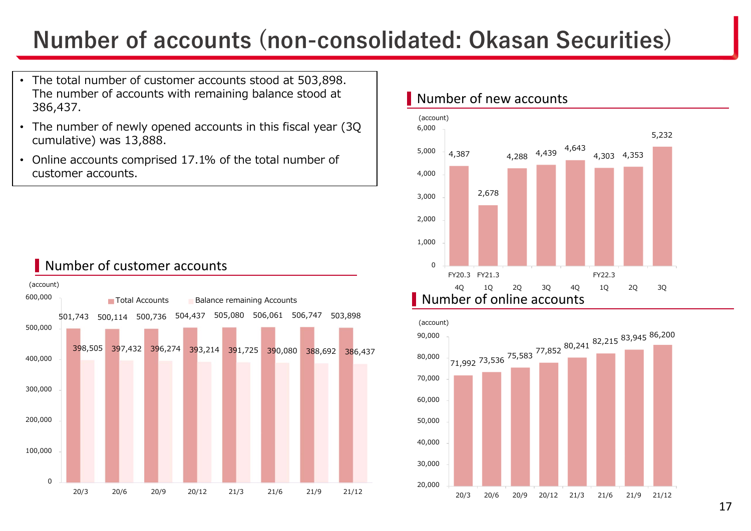# Number of accounts (non-consolidated: Okasan Securities)

- The total number of customer accounts stood at 503,898. The number of accounts with remaining balance stood at 386,437.
- The number of newly opened accounts in this fiscal year (3Q cumulative) was 13,888.
- Online accounts comprised 17.1% of the total number of customer accounts.

## Number of new accounts

(account)

| | FY20.3 4Q | FY21.3 1Q | 2Q | 3Q | 4Q | FY22.3 1Q | 2Q | 3Q |
|---|---|---|---|---|---|---|---|---|
| New accounts | 4,387 | 2,678 | 4,288 | 4,439 | 4,643 | 4,303 | 4,353 | 5,232 |

## Number of customer accounts

(account)

| | 20/3 | 20/6 | 20/9 | 20/12 | 21/3 | 21/6 | 21/9 | 21/12 |
|---|---|---|---|---|---|---|---|---|
| Total Accounts | 501,743 | 500,114 | 500,736 | 504,437 | 505,080 | 506,061 | 506,747 | 503,898 |
| Balance remaining Accounts | 398,505 | 397,432 | 396,274 | 393,214 | 391,725 | 390,080 | 388,692 | 386,437 |

## Number of online accounts

(account)

| | 20/3 | 20/6 | 20/9 | 20/12 | 21/3 | 21/6 | 21/9 | 21/12 |
|---|---|---|---|---|---|---|---|---|
| Online accounts | 71,992 | 73,536 | 75,583 | 77,852 | 80,241 | 82,215 | 83,945 | 86,200 |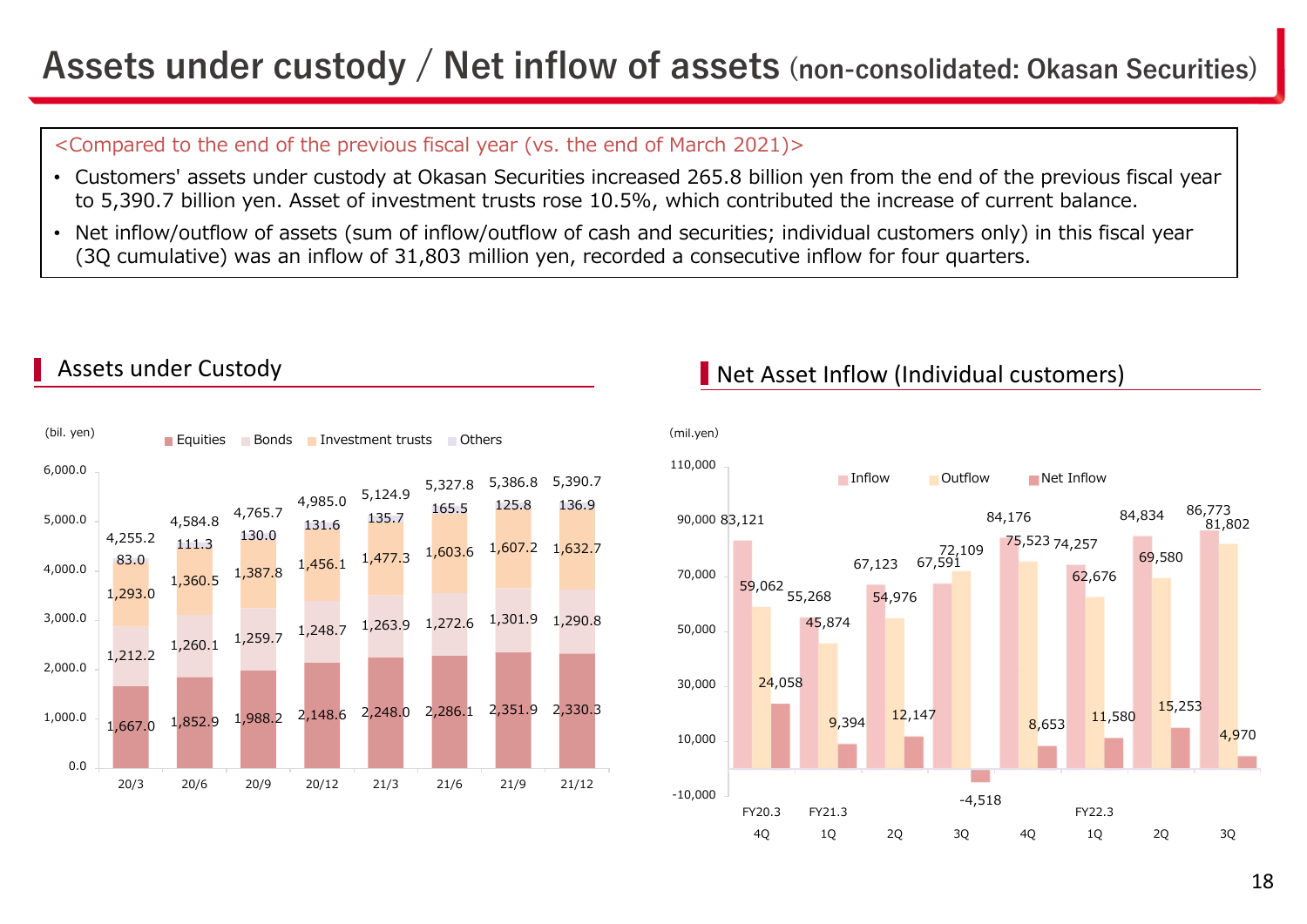# Assets under custody / Net inflow of assets (non-consolidated: Okasan Securities)

<Compared to the end of the previous fiscal year (vs. the end of March 2021)>

- Customers' assets under custody at Okasan Securities increased 265.8 billion yen from the end of the previous fiscal year to 5,390.7 billion yen. Asset of investment trusts rose 10.5%, which contributed the increase of current balance.
- Net inflow/outflow of assets (sum of inflow/outflow of cash and securities; individual customers only) in this fiscal year (3Q cumulative) was an inflow of 31,803 million yen, recorded a consecutive inflow for four quarters.

## Assets under Custody

(bil. yen)

| | 20/3 | 20/6 | 20/9 | 20/12 | 21/3 | 21/6 | 21/9 | 21/12 |
|---|---|---|---|---|---|---|---|---|
| Equities | 1,667.0 | 1,852.9 | 1,988.2 | 2,148.6 | 2,248.0 | 2,286.1 | 2,351.9 | 2,330.3 |
| Bonds | 1,212.2 | 1,260.1 | 1,259.7 | 1,248.7 | 1,263.9 | 1,272.6 | 1,301.9 | 1,290.8 |
| Investment trusts | 1,293.0 | 1,360.5 | 1,387.8 | 1,456.1 | 1,477.3 | 1,603.6 | 1,607.2 | 1,632.7 |
| Others | 83.0 | 111.3 | 130.0 | 131.6 | 135.7 | 165.5 | 125.8 | 136.9 |
| Total | 4,255.2 | 4,584.8 | 4,765.7 | 4,985.0 | 5,124.9 | 5,327.8 | 5,386.8 | 5,390.7 |

## Net Asset Inflow (Individual customers)

(mil.yen)

| | FY20.3 4Q | FY21.3 1Q | 2Q | 3Q | 4Q | FY22.3 1Q | 2Q | 3Q |
|---|---|---|---|---|---|---|---|---|
| Inflow | 83,121 | 55,268 | 67,123 | 67,591 | 84,176 | 74,257 | 84,834 | 86,773 |
| Outflow | 59,062 | 45,874 | 54,976 | 72,109 | 75,523 | 62,676 | 69,580 | 81,802 |
| Net Inflow | 24,058 | 9,394 | 12,147 | -4,518 | 8,653 | 11,580 | 15,253 | 4,970 |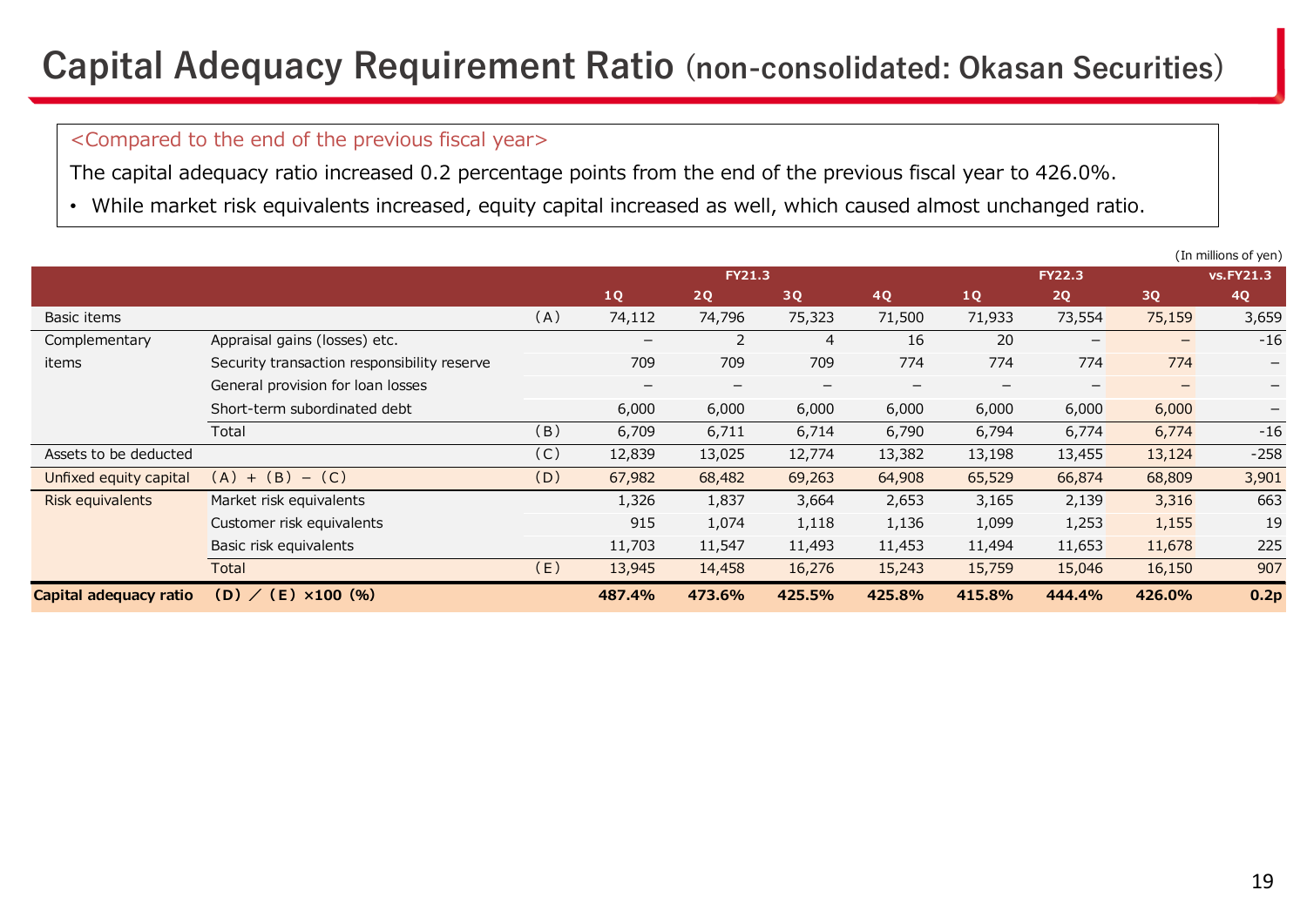# Capital Adequacy Requirement Ratio (non-consolidated: Okasan Securities)

<Compared to the end of the previous fiscal year>

The capital adequacy ratio increased 0.2 percentage points from the end of the previous fiscal year to 426.0%.

- While market risk equivalents increased, equity capital increased as well, which caused almost unchanged ratio.

(In millions of yen)

| | | | FY21.3 | | | | FY22.3 | | | vs.FY21.3 |
|---|---|---|---|---|---|---|---|---|---|---|
| | | | 1Q | 2Q | 3Q | 4Q | 1Q | 2Q | 3Q | 4Q |
| Basic items | | (A) | 74,112 | 74,796 | 75,323 | 71,500 | 71,933 | 73,554 | 75,159 | 3,659 |
| Complementary items | Appraisal gains (losses) etc. | | – | 2 | 4 | 16 | 20 | – | – | -16 |
| | Security transaction responsibility reserve | | 709 | 709 | 709 | 774 | 774 | 774 | 774 | – |
| | General provision for loan losses | | – | – | – | – | – | – | – | – |
| | Short-term subordinated debt | | 6,000 | 6,000 | 6,000 | 6,000 | 6,000 | 6,000 | 6,000 | – |
| | Total | (B) | 6,709 | 6,711 | 6,714 | 6,790 | 6,794 | 6,774 | 6,774 | -16 |
| Assets to be deducted | | (C) | 12,839 | 13,025 | 12,774 | 13,382 | 13,198 | 13,455 | 13,124 | -258 |
| Unfixed equity capital | (A) + (B) − (C) | (D) | 67,982 | 68,482 | 69,263 | 64,908 | 65,529 | 66,874 | 68,809 | 3,901 |
| Risk equivalents | Market risk equivalents | | 1,326 | 1,837 | 3,664 | 2,653 | 3,165 | 2,139 | 3,316 | 663 |
| | Customer risk equivalents | | 915 | 1,074 | 1,118 | 1,136 | 1,099 | 1,253 | 1,155 | 19 |
| | Basic risk equivalents | | 11,703 | 11,547 | 11,493 | 11,453 | 11,494 | 11,653 | 11,678 | 225 |
| | Total | (E) | 13,945 | 14,458 | 16,276 | 15,243 | 15,759 | 15,046 | 16,150 | 907 |
| **Capital adequacy ratio** | **(D) / (E) ×100 (%)** | | **487.4%** | **473.6%** | **425.5%** | **425.8%** | **415.8%** | **444.4%** | **426.0%** | **0.2p** |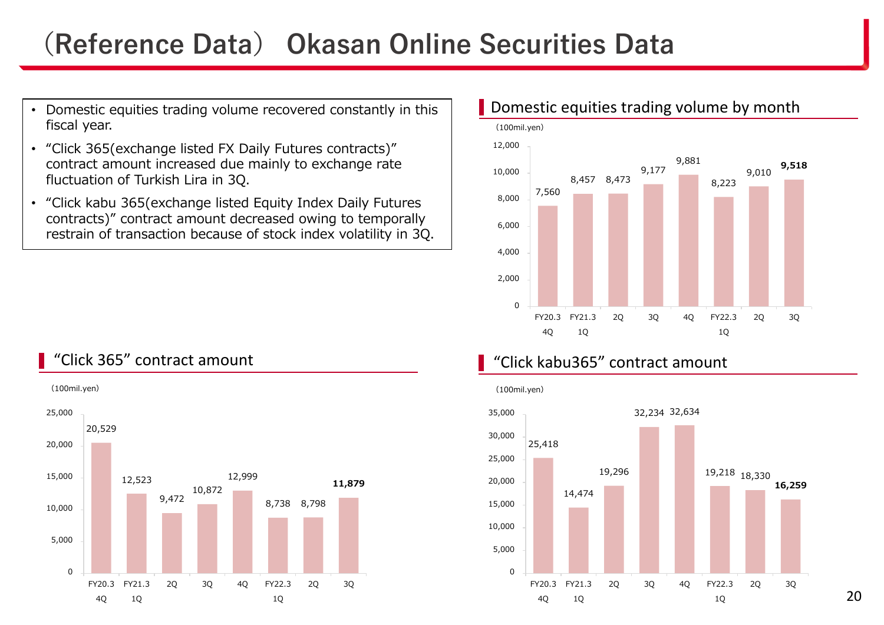# (Reference Data) Okasan Online Securities Data

- Domestic equities trading volume recovered constantly in this fiscal year.
- "Click 365(exchange listed FX Daily Futures contracts)" contract amount increased due mainly to exchange rate fluctuation of Turkish Lira in 3Q.
- "Click kabu 365(exchange listed Equity Index Daily Futures contracts)" contract amount decreased owing to temporally restrain of transaction because of stock index volatility in 3Q.

## Domestic equities trading volume by month

(100mil.yen)

| FY20.3 4Q | FY21.3 1Q | 2Q | 3Q | 4Q | FY22.3 1Q | 2Q | 3Q |
|---|---|---|---|---|---|---|---|
| 7,560 | 8,457 | 8,473 | 9,177 | 9,881 | 8,223 | 9,010 | **9,518** |

## "Click 365" contract amount

(100mil.yen)

| FY20.3 4Q | FY21.3 1Q | 2Q | 3Q | 4Q | FY22.3 1Q | 2Q | 3Q |
|---|---|---|---|---|---|---|---|
| 20,529 | 12,523 | 9,472 | 10,872 | 12,999 | 8,738 | 8,798 | **11,879** |

## "Click kabu365" contract amount

(100mil.yen)

| FY20.3 4Q | FY21.3 1Q | 2Q | 3Q | 4Q | FY22.3 1Q | 2Q | 3Q |
|---|---|---|---|---|---|---|---|
| 25,418 | 14,474 | 19,296 | 32,234 | 32,634 | 19,218 | 18,330 | **16,259** |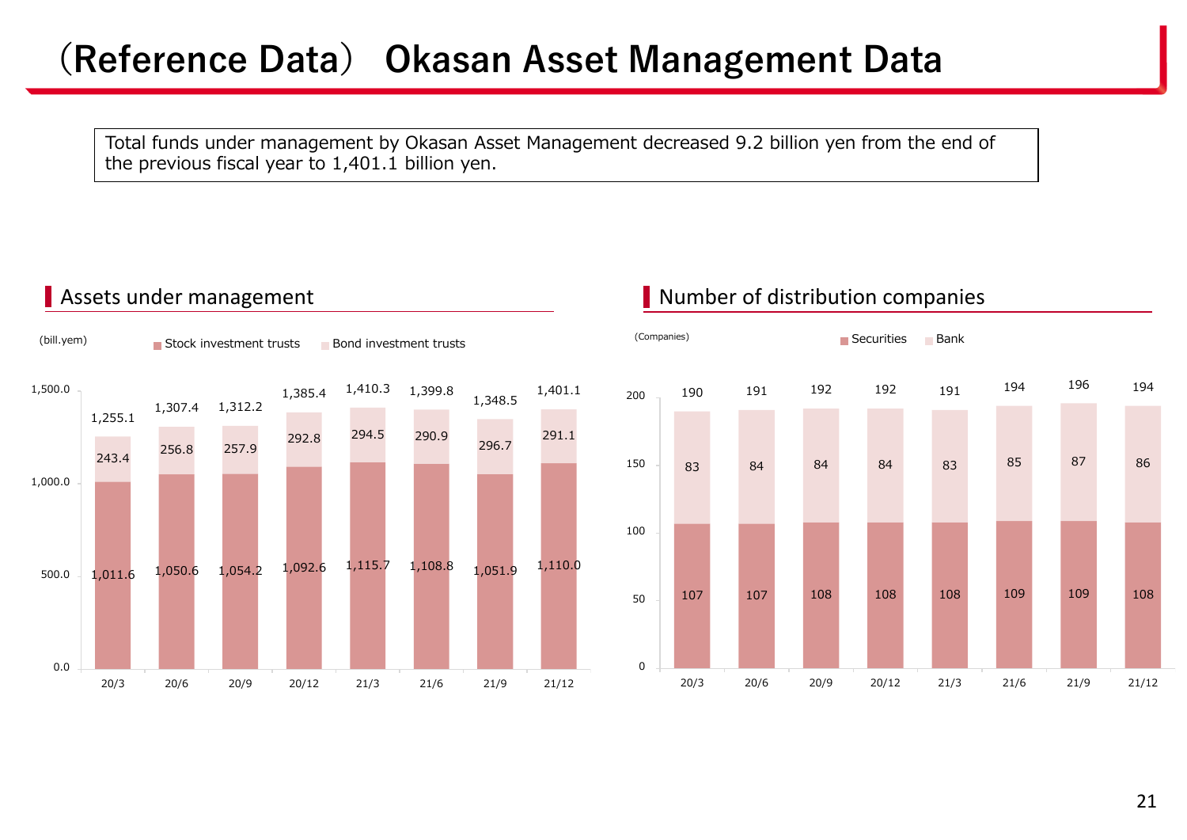# (Reference Data) Okasan Asset Management Data

Total funds under management by Okasan Asset Management decreased 9.2 billion yen from the end of the previous fiscal year to 1,401.1 billion yen.

## Assets under management

(bill.yem)

| | 20/3 | 20/6 | 20/9 | 20/12 | 21/3 | 21/6 | 21/9 | 21/12 |
|---|---|---|---|---|---|---|---|---|
| Stock investment trusts | 1,011.6 | 1,050.6 | 1,054.2 | 1,092.6 | 1,115.7 | 1,108.8 | 1,051.9 | 1,110.0 |
| Bond investment trusts | 243.4 | 256.8 | 257.9 | 292.8 | 294.5 | 290.9 | 296.7 | 291.1 |
| Total | 1,255.1 | 1,307.4 | 1,312.2 | 1,385.4 | 1,410.3 | 1,399.8 | 1,348.5 | 1,401.1 |

## Number of distribution companies

(Companies)

| | 20/3 | 20/6 | 20/9 | 20/12 | 21/3 | 21/6 | 21/9 | 21/12 |
|---|---|---|---|---|---|---|---|---|
| Securities | 107 | 107 | 108 | 108 | 108 | 109 | 109 | 108 |
| Bank | 83 | 84 | 84 | 84 | 83 | 85 | 87 | 86 |
| Total | 190 | 191 | 192 | 192 | 191 | 194 | 196 | 194 |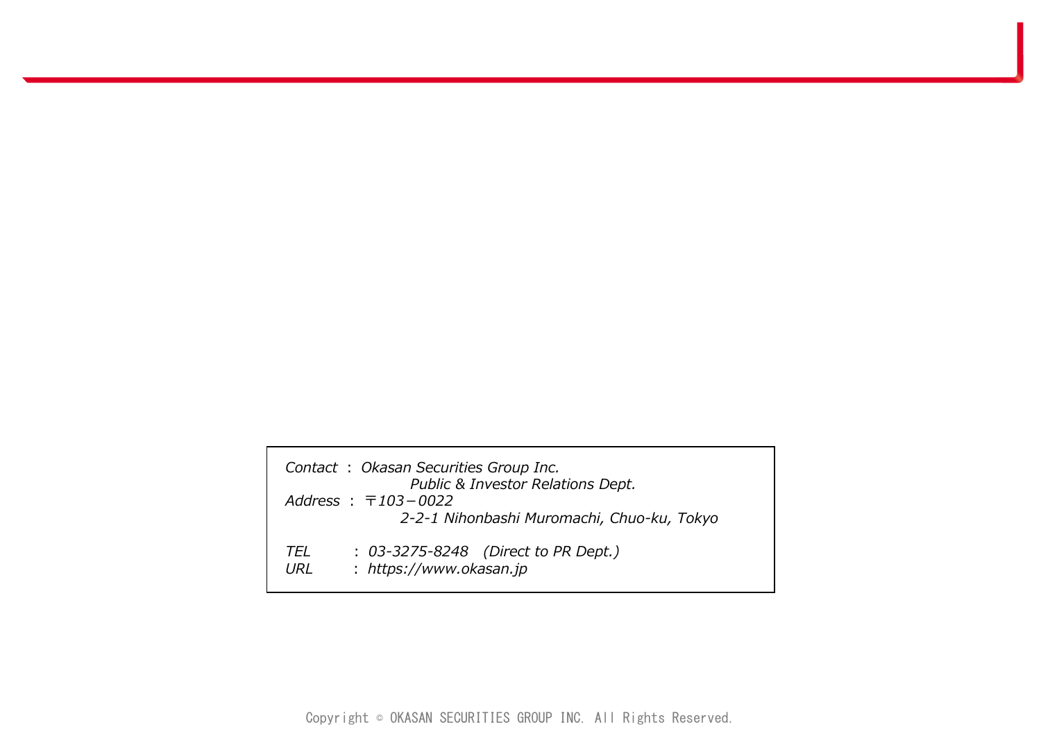*Contact : Okasan Securities Group Inc.*
*Public & Investor Relations Dept.*
*Address : 〒103－0022*
*2-2-1 Nihonbashi Muromachi, Chuo-ku, Tokyo*

*TEL : 03-3275-8248 (Direct to PR Dept.)*
*URL : https://www.okasan.jp*

Copyright © OKASAN SECURITIES GROUP INC. All Rights Reserved.